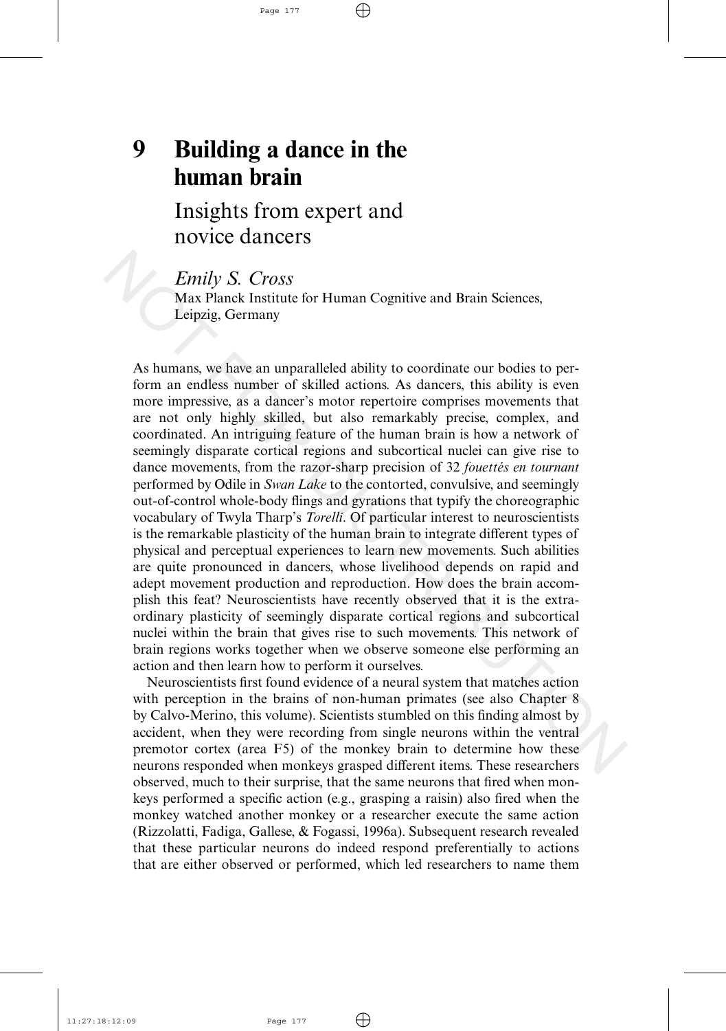# 9 Building a dance in the human brain

## Insights from expert and novice dancers

*Emily S. Cross*
Max Planck Institute for Human Cognitive and Brain Sciences, Leipzig, Germany

As humans, we have an unparalleled ability to coordinate our bodies to perform an endless number of skilled actions. As dancers, this ability is even more impressive, as a dancer's motor repertoire comprises movements that are not only highly skilled, but also remarkably precise, complex, and coordinated. An intriguing feature of the human brain is how a network of seemingly disparate cortical regions and subcortical nuclei can give rise to dance movements, from the razor-sharp precision of 32 *fouettés en tournant* performed by Odile in *Swan Lake* to the contorted, convulsive, and seemingly out-of-control whole-body flings and gyrations that typify the choreographic vocabulary of Twyla Tharp's *Torelli*. Of particular interest to neuroscientists is the remarkable plasticity of the human brain to integrate different types of physical and perceptual experiences to learn new movements. Such abilities are quite pronounced in dancers, whose livelihood depends on rapid and adept movement production and reproduction. How does the brain accomplish this feat? Neuroscientists have recently observed that it is the extraordinary plasticity of seemingly disparate cortical regions and subcortical nuclei within the brain that gives rise to such movements. This network of brain regions works together when we observe someone else performing an action and then learn how to perform it ourselves.

Neuroscientists first found evidence of a neural system that matches action with perception in the brains of non-human primates (see also Chapter 8 by Calvo-Merino, this volume). Scientists stumbled on this finding almost by accident, when they were recording from single neurons within the ventral premotor cortex (area F5) of the monkey brain to determine how these neurons responded when monkeys grasped different items. These researchers observed, much to their surprise, that the same neurons that fired when monkeys performed a specific action (e.g., grasping a raisin) also fired when the monkey watched another monkey or a researcher execute the same action (Rizzolatti, Fadiga, Gallese, & Fogassi, 1996a). Subsequent research revealed that these particular neurons do indeed respond preferentially to actions that are either observed or performed, which led researchers to name them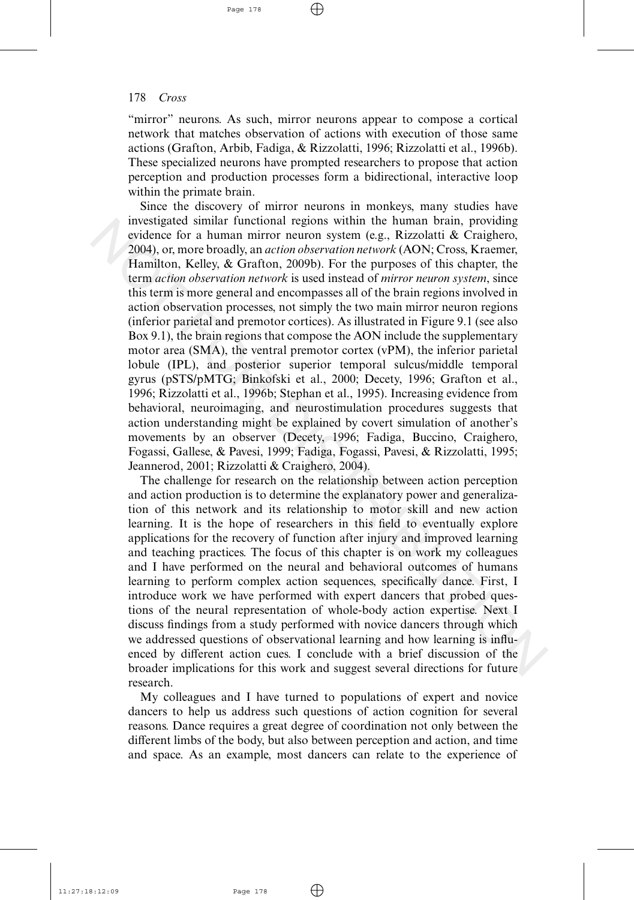"mirror" neurons. As such, mirror neurons appear to compose a cortical network that matches observation of actions with execution of those same actions (Grafton, Arbib, Fadiga, & Rizzolatti, 1996; Rizzolatti et al., 1996b). These specialized neurons have prompted researchers to propose that action perception and production processes form a bidirectional, interactive loop within the primate brain.

Since the discovery of mirror neurons in monkeys, many studies have investigated similar functional regions within the human brain, providing evidence for a human mirror neuron system (e.g., Rizzolatti & Craighero, 2004), or, more broadly, an *action observation network* (AON; Cross, Kraemer, Hamilton, Kelley, & Grafton, 2009b). For the purposes of this chapter, the term *action observation network* is used instead of *mirror neuron system*, since this term is more general and encompasses all of the brain regions involved in action observation processes, not simply the two main mirror neuron regions (inferior parietal and premotor cortices). As illustrated in Figure 9.1 (see also Box 9.1), the brain regions that compose the AON include the supplementary motor area (SMA), the ventral premotor cortex (vPM), the inferior parietal lobule (IPL), and posterior superior temporal sulcus/middle temporal gyrus (pSTS/pMTG; Binkofski et al., 2000; Decety, 1996; Grafton et al., 1996; Rizzolatti et al., 1996b; Stephan et al., 1995). Increasing evidence from behavioral, neuroimaging, and neurostimulation procedures suggests that action understanding might be explained by covert simulation of another's movements by an observer (Decety, 1996; Fadiga, Buccino, Craighero, Fogassi, Gallese, & Pavesi, 1999; Fadiga, Fogassi, Pavesi, & Rizzolatti, 1995; Jeannerod, 2001; Rizzolatti & Craighero, 2004).

The challenge for research on the relationship between action perception and action production is to determine the explanatory power and generalization of this network and its relationship to motor skill and new action learning. It is the hope of researchers in this field to eventually explore applications for the recovery of function after injury and improved learning and teaching practices. The focus of this chapter is on work my colleagues and I have performed on the neural and behavioral outcomes of humans learning to perform complex action sequences, specifically dance. First, I introduce work we have performed with expert dancers that probed questions of the neural representation of whole-body action expertise. Next I discuss findings from a study performed with novice dancers through which we addressed questions of observational learning and how learning is influenced by different action cues. I conclude with a brief discussion of the broader implications for this work and suggest several directions for future research.

My colleagues and I have turned to populations of expert and novice dancers to help us address such questions of action cognition for several reasons. Dance requires a great degree of coordination not only between the different limbs of the body, but also between perception and action, and time and space. As an example, most dancers can relate to the experience of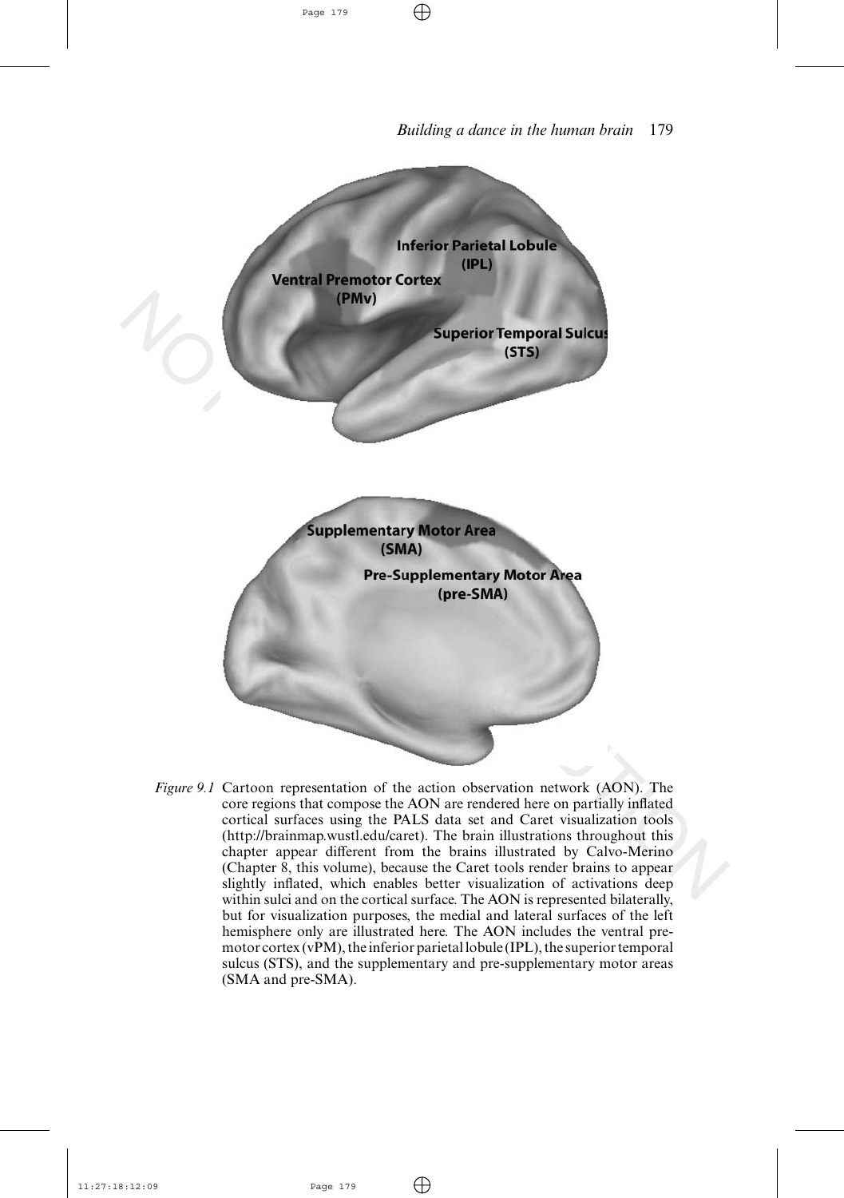*Figure 9.1* Cartoon representation of the action observation network (AON). The core regions that compose the AON are rendered here on partially inflated cortical surfaces using the PALS data set and Caret visualization tools (http://brainmap.wustl.edu/caret). The brain illustrations throughout this chapter appear different from the brains illustrated by Calvo-Merino (Chapter 8, this volume), because the Caret tools render brains to appear slightly inflated, which enables better visualization of activations deep within sulci and on the cortical surface. The AON is represented bilaterally, but for visualization purposes, the medial and lateral surfaces of the left hemisphere only are illustrated here. The AON includes the ventral premotor cortex (vPM), the inferior parietal lobule (IPL), the superior temporal sulcus (STS), and the supplementary and pre-supplementary motor areas (SMA and pre-SMA).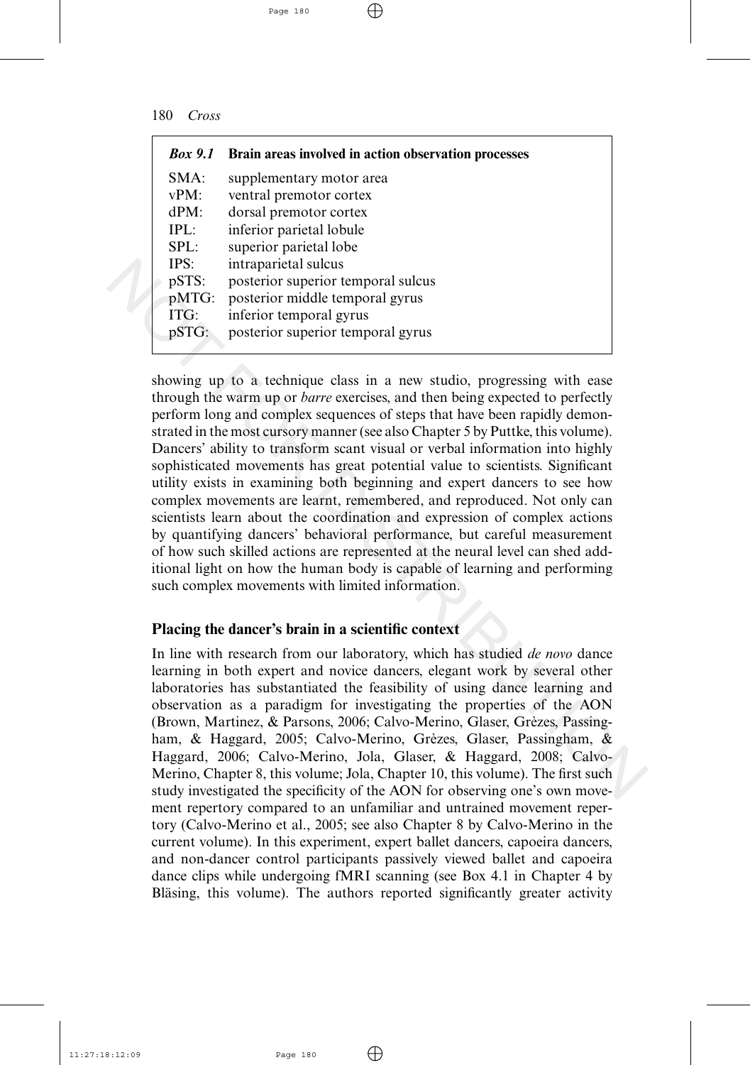| *Box 9.1* | **Brain areas involved in action observation processes** |
| --- | --- |
| SMA: | supplementary motor area |
| vPM: | ventral premotor cortex |
| dPM: | dorsal premotor cortex |
| IPL: | inferior parietal lobule |
| SPL: | superior parietal lobe |
| IPS: | intraparietal sulcus |
| pSTS: | posterior superior temporal sulcus |
| pMTG: | posterior middle temporal gyrus |
| ITG: | inferior temporal gyrus |
| pSTG: | posterior superior temporal gyrus |

showing up to a technique class in a new studio, progressing with ease through the warm up or *barre* exercises, and then being expected to perfectly perform long and complex sequences of steps that have been rapidly demonstrated in the most cursory manner (see also Chapter 5 by Puttke, this volume). Dancers' ability to transform scant visual or verbal information into highly sophisticated movements has great potential value to scientists. Significant utility exists in examining both beginning and expert dancers to see how complex movements are learnt, remembered, and reproduced. Not only can scientists learn about the coordination and expression of complex actions by quantifying dancers' behavioral performance, but careful measurement of how such skilled actions are represented at the neural level can shed additional light on how the human body is capable of learning and performing such complex movements with limited information.

## Placing the dancer's brain in a scientific context

In line with research from our laboratory, which has studied *de novo* dance learning in both expert and novice dancers, elegant work by several other laboratories has substantiated the feasibility of using dance learning and observation as a paradigm for investigating the properties of the AON (Brown, Martinez, & Parsons, 2006; Calvo-Merino, Glaser, Grèzes, Passingham, & Haggard, 2005; Calvo-Merino, Grèzes, Glaser, Passingham, & Haggard, 2006; Calvo-Merino, Jola, Glaser, & Haggard, 2008; Calvo-Merino, Chapter 8, this volume; Jola, Chapter 10, this volume). The first such study investigated the specificity of the AON for observing one's own movement repertory compared to an unfamiliar and untrained movement repertory (Calvo-Merino et al., 2005; see also Chapter 8 by Calvo-Merino in the current volume). In this experiment, expert ballet dancers, capoeira dancers, and non-dancer control participants passively viewed ballet and capoeira dance clips while undergoing fMRI scanning (see Box 4.1 in Chapter 4 by Bläsing, this volume). The authors reported significantly greater activity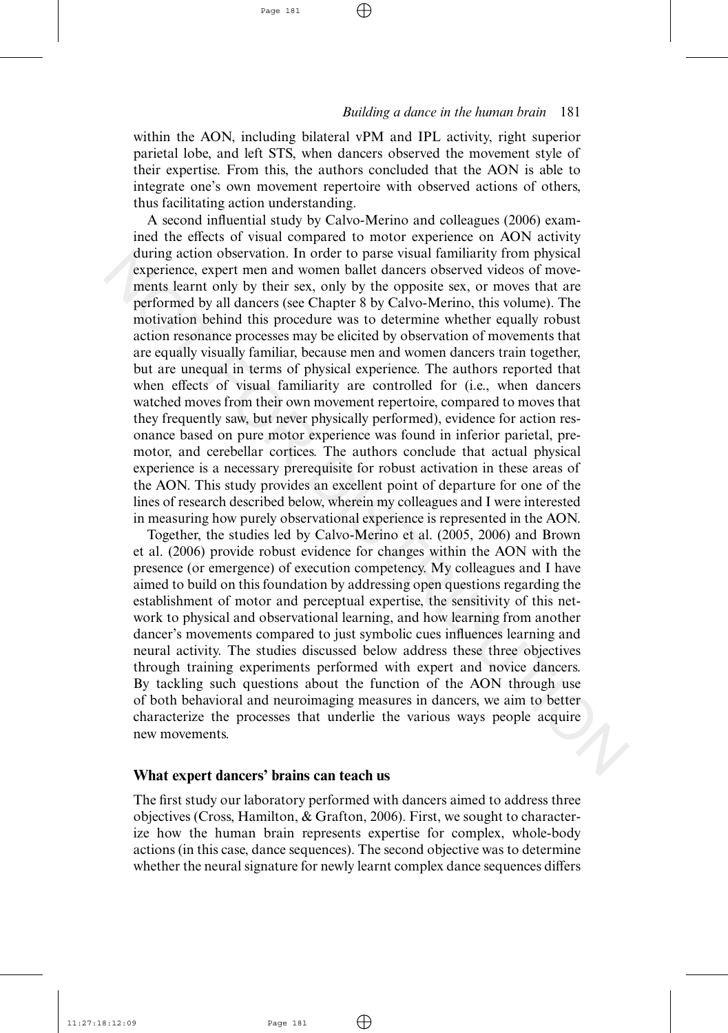within the AON, including bilateral vPM and IPL activity, right superior parietal lobe, and left STS, when dancers observed the movement style of their expertise. From this, the authors concluded that the AON is able to integrate one's own movement repertoire with observed actions of others, thus facilitating action understanding.

A second influential study by Calvo-Merino and colleagues (2006) examined the effects of visual compared to motor experience on AON activity during action observation. In order to parse visual familiarity from physical experience, expert men and women ballet dancers observed videos of movements learnt only by their sex, only by the opposite sex, or moves that are performed by all dancers (see Chapter 8 by Calvo-Merino, this volume). The motivation behind this procedure was to determine whether equally robust action resonance processes may be elicited by observation of movements that are equally visually familiar, because men and women dancers train together, but are unequal in terms of physical experience. The authors reported that when effects of visual familiarity are controlled for (i.e., when dancers watched moves from their own movement repertoire, compared to moves that they frequently saw, but never physically performed), evidence for action resonance based on pure motor experience was found in inferior parietal, premotor, and cerebellar cortices. The authors conclude that actual physical experience is a necessary prerequisite for robust activation in these areas of the AON. This study provides an excellent point of departure for one of the lines of research described below, wherein my colleagues and I were interested in measuring how purely observational experience is represented in the AON.

Together, the studies led by Calvo-Merino et al. (2005, 2006) and Brown et al. (2006) provide robust evidence for changes within the AON with the presence (or emergence) of execution competency. My colleagues and I have aimed to build on this foundation by addressing open questions regarding the establishment of motor and perceptual expertise, the sensitivity of this network to physical and observational learning, and how learning from another dancer's movements compared to just symbolic cues influences learning and neural activity. The studies discussed below address these three objectives through training experiments performed with expert and novice dancers. By tackling such questions about the function of the AON through use of both behavioral and neuroimaging measures in dancers, we aim to better characterize the processes that underlie the various ways people acquire new movements.

### What expert dancers' brains can teach us

The first study our laboratory performed with dancers aimed to address three objectives (Cross, Hamilton, & Grafton, 2006). First, we sought to characterize how the human brain represents expertise for complex, whole-body actions (in this case, dance sequences). The second objective was to determine whether the neural signature for newly learnt complex dance sequences differs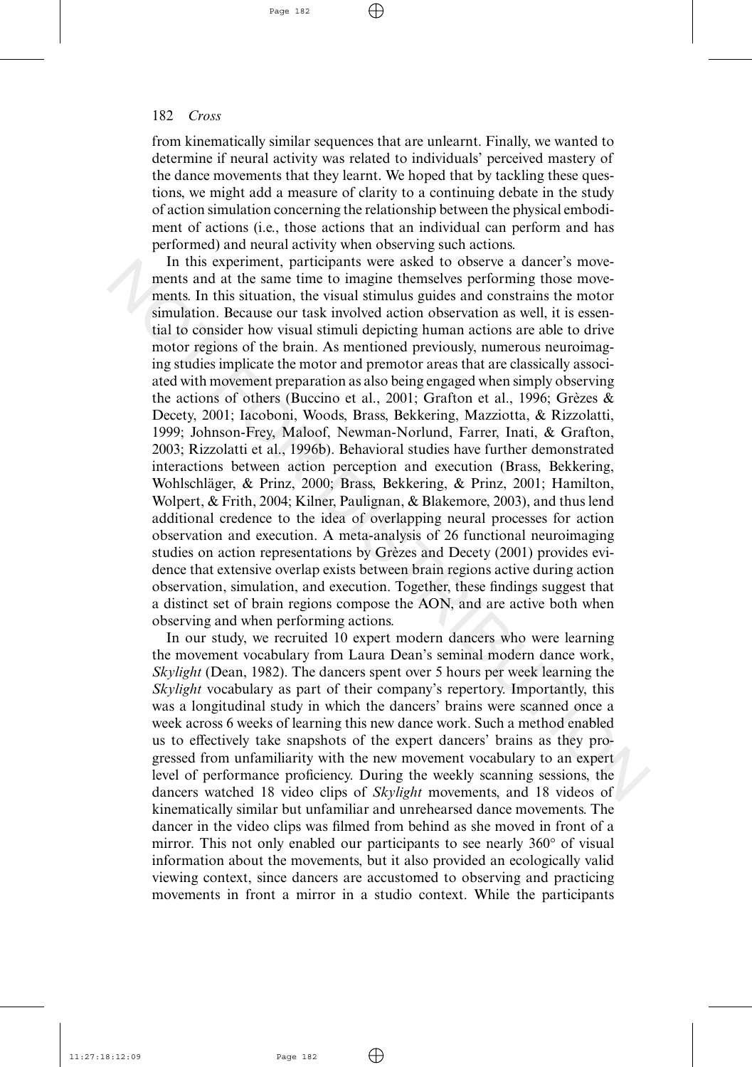from kinematically similar sequences that are unlearnt. Finally, we wanted to determine if neural activity was related to individuals' perceived mastery of the dance movements that they learnt. We hoped that by tackling these questions, we might add a measure of clarity to a continuing debate in the study of action simulation concerning the relationship between the physical embodiment of actions (i.e., those actions that an individual can perform and has performed) and neural activity when observing such actions.

In this experiment, participants were asked to observe a dancer's movements and at the same time to imagine themselves performing those movements. In this situation, the visual stimulus guides and constrains the motor simulation. Because our task involved action observation as well, it is essential to consider how visual stimuli depicting human actions are able to drive motor regions of the brain. As mentioned previously, numerous neuroimaging studies implicate the motor and premotor areas that are classically associated with movement preparation as also being engaged when simply observing the actions of others (Buccino et al., 2001; Grafton et al., 1996; Grèzes & Decety, 2001; Iacoboni, Woods, Brass, Bekkering, Mazziotta, & Rizzolatti, 1999; Johnson-Frey, Maloof, Newman-Norlund, Farrer, Inati, & Grafton, 2003; Rizzolatti et al., 1996b). Behavioral studies have further demonstrated interactions between action perception and execution (Brass, Bekkering, Wohlschläger, & Prinz, 2000; Brass, Bekkering, & Prinz, 2001; Hamilton, Wolpert, & Frith, 2004; Kilner, Paulignan, & Blakemore, 2003), and thus lend additional credence to the idea of overlapping neural processes for action observation and execution. A meta-analysis of 26 functional neuroimaging studies on action representations by Grèzes and Decety (2001) provides evidence that extensive overlap exists between brain regions active during action observation, simulation, and execution. Together, these findings suggest that a distinct set of brain regions compose the AON, and are active both when observing and when performing actions.

In our study, we recruited 10 expert modern dancers who were learning the movement vocabulary from Laura Dean's seminal modern dance work, *Skylight* (Dean, 1982). The dancers spent over 5 hours per week learning the *Skylight* vocabulary as part of their company's repertory. Importantly, this was a longitudinal study in which the dancers' brains were scanned once a week across 6 weeks of learning this new dance work. Such a method enabled us to effectively take snapshots of the expert dancers' brains as they progressed from unfamiliarity with the new movement vocabulary to an expert level of performance proficiency. During the weekly scanning sessions, the dancers watched 18 video clips of *Skylight* movements, and 18 videos of kinematically similar but unfamiliar and unrehearsed dance movements. The dancer in the video clips was filmed from behind as she moved in front of a mirror. This not only enabled our participants to see nearly 360° of visual information about the movements, but it also provided an ecologically valid viewing context, since dancers are accustomed to observing and practicing movements in front a mirror in a studio context. While the participants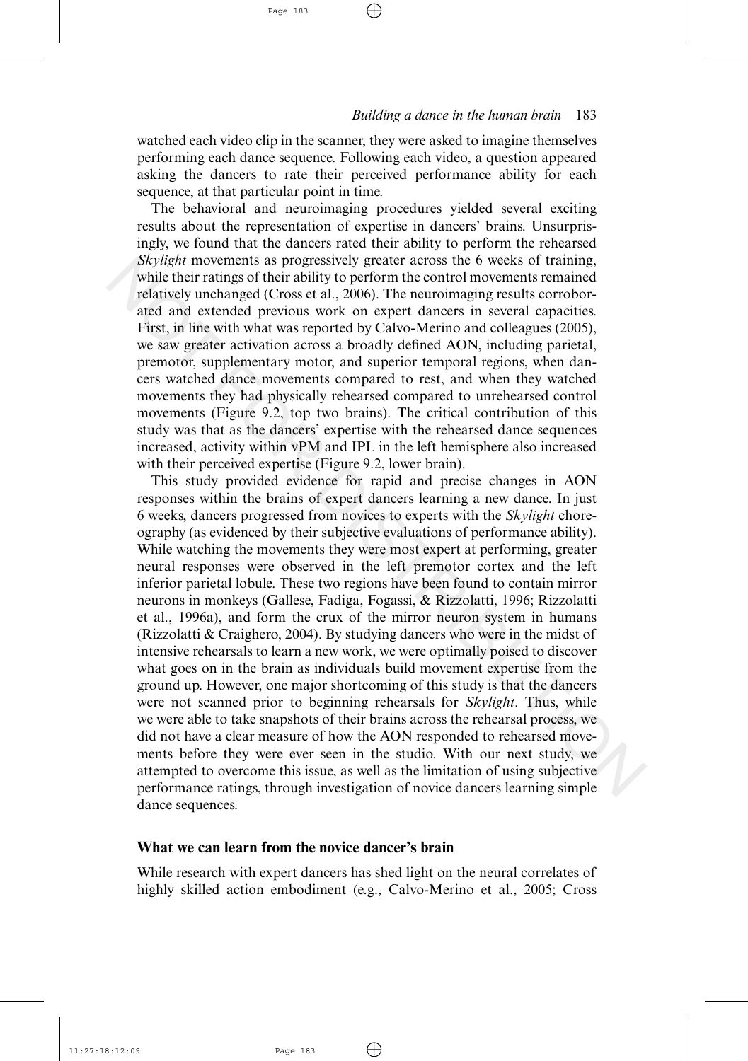watched each video clip in the scanner, they were asked to imagine themselves performing each dance sequence. Following each video, a question appeared asking the dancers to rate their perceived performance ability for each sequence, at that particular point in time.

The behavioral and neuroimaging procedures yielded several exciting results about the representation of expertise in dancers' brains. Unsurprisingly, we found that the dancers rated their ability to perform the rehearsed *Skylight* movements as progressively greater across the 6 weeks of training, while their ratings of their ability to perform the control movements remained relatively unchanged (Cross et al., 2006). The neuroimaging results corroborated and extended previous work on expert dancers in several capacities. First, in line with what was reported by Calvo-Merino and colleagues (2005), we saw greater activation across a broadly defined AON, including parietal, premotor, supplementary motor, and superior temporal regions, when dancers watched dance movements compared to rest, and when they watched movements they had physically rehearsed compared to unrehearsed control movements (Figure 9.2, top two brains). The critical contribution of this study was that as the dancers' expertise with the rehearsed dance sequences increased, activity within vPM and IPL in the left hemisphere also increased with their perceived expertise (Figure 9.2, lower brain).

This study provided evidence for rapid and precise changes in AON responses within the brains of expert dancers learning a new dance. In just 6 weeks, dancers progressed from novices to experts with the *Skylight* choreography (as evidenced by their subjective evaluations of performance ability). While watching the movements they were most expert at performing, greater neural responses were observed in the left premotor cortex and the left inferior parietal lobule. These two regions have been found to contain mirror neurons in monkeys (Gallese, Fadiga, Fogassi, & Rizzolatti, 1996; Rizzolatti et al., 1996a), and form the crux of the mirror neuron system in humans (Rizzolatti & Craighero, 2004). By studying dancers who were in the midst of intensive rehearsals to learn a new work, we were optimally poised to discover what goes on in the brain as individuals build movement expertise from the ground up. However, one major shortcoming of this study is that the dancers were not scanned prior to beginning rehearsals for *Skylight*. Thus, while we were able to take snapshots of their brains across the rehearsal process, we did not have a clear measure of how the AON responded to rehearsed movements before they were ever seen in the studio. With our next study, we attempted to overcome this issue, as well as the limitation of using subjective performance ratings, through investigation of novice dancers learning simple dance sequences.

## What we can learn from the novice dancer's brain

While research with expert dancers has shed light on the neural correlates of highly skilled action embodiment (e.g., Calvo-Merino et al., 2005; Cross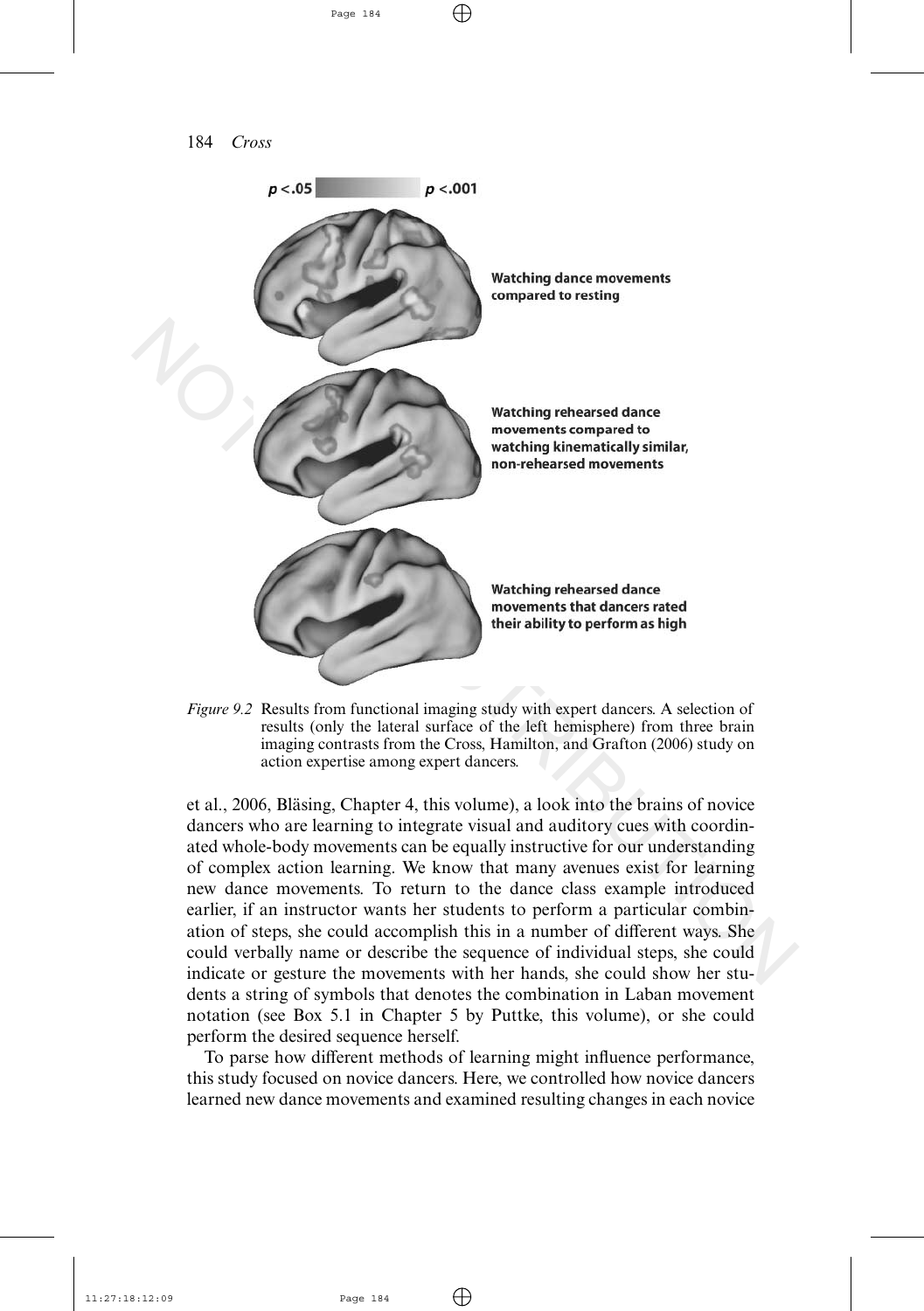*Figure 9.2* Results from functional imaging study with expert dancers. A selection of results (only the lateral surface of the left hemisphere) from three brain imaging contrasts from the Cross, Hamilton, and Grafton (2006) study on action expertise among expert dancers.

et al., 2006, Bläsing, Chapter 4, this volume), a look into the brains of novice dancers who are learning to integrate visual and auditory cues with coordinated whole-body movements can be equally instructive for our understanding of complex action learning. We know that many avenues exist for learning new dance movements. To return to the dance class example introduced earlier, if an instructor wants her students to perform a particular combination of steps, she could accomplish this in a number of different ways. She could verbally name or describe the sequence of individual steps, she could indicate or gesture the movements with her hands, she could show her students a string of symbols that denotes the combination in Laban movement notation (see Box 5.1 in Chapter 5 by Puttke, this volume), or she could perform the desired sequence herself.

To parse how different methods of learning might influence performance, this study focused on novice dancers. Here, we controlled how novice dancers learned new dance movements and examined resulting changes in each novice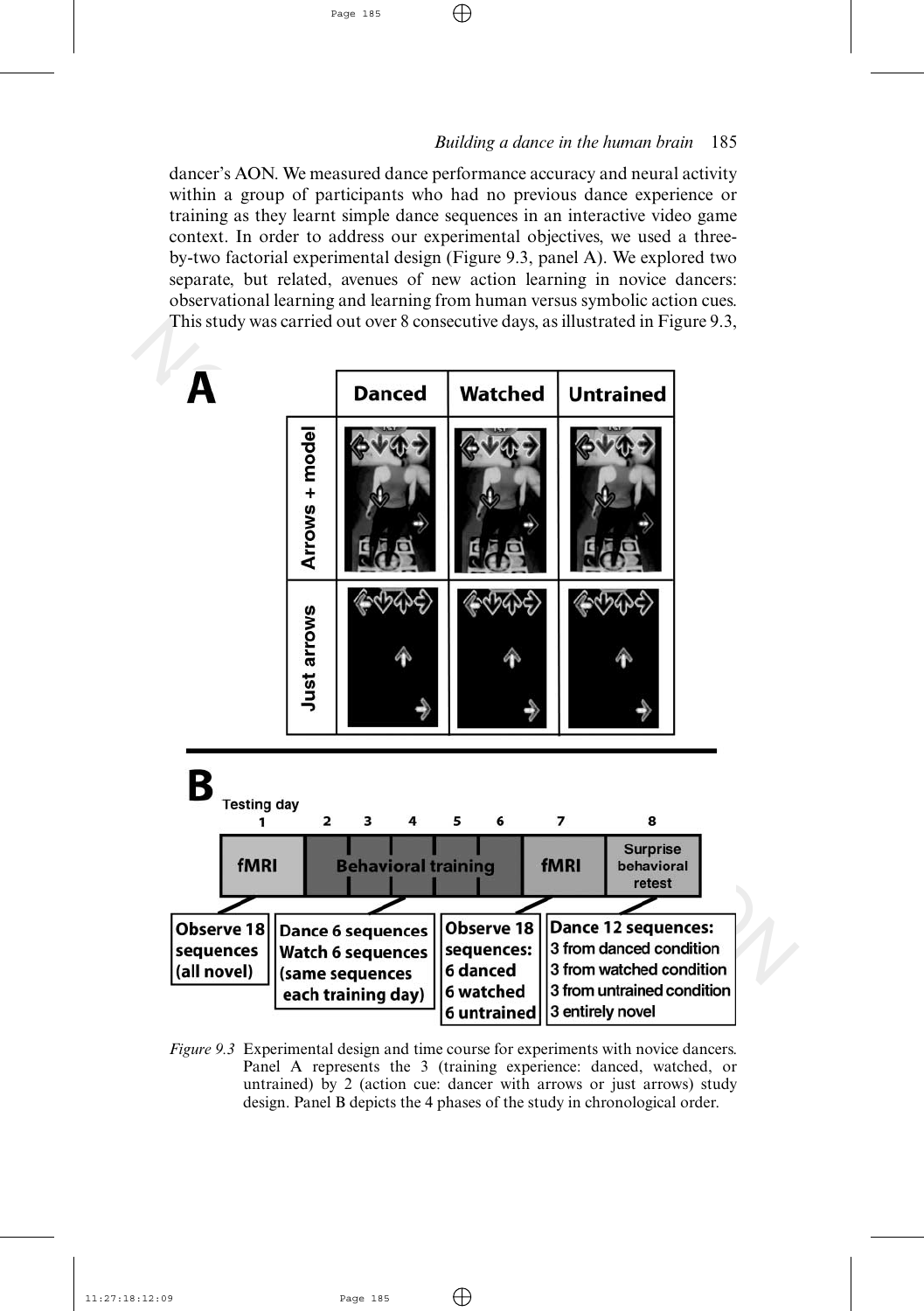dancer's AON. We measured dance performance accuracy and neural activity within a group of participants who had no previous dance experience or training as they learnt simple dance sequences in an interactive video game context. In order to address our experimental objectives, we used a three-by-two factorial experimental design (Figure 9.3, panel A). We explored two separate, but related, avenues of new action learning in novice dancers: observational learning and learning from human versus symbolic action cues. This study was carried out over 8 consecutive days, as illustrated in Figure 9.3,

*Figure 9.3* Experimental design and time course for experiments with novice dancers. Panel A represents the 3 (training experience: danced, watched, or untrained) by 2 (action cue: dancer with arrows or just arrows) study design. Panel B depicts the 4 phases of the study in chronological order.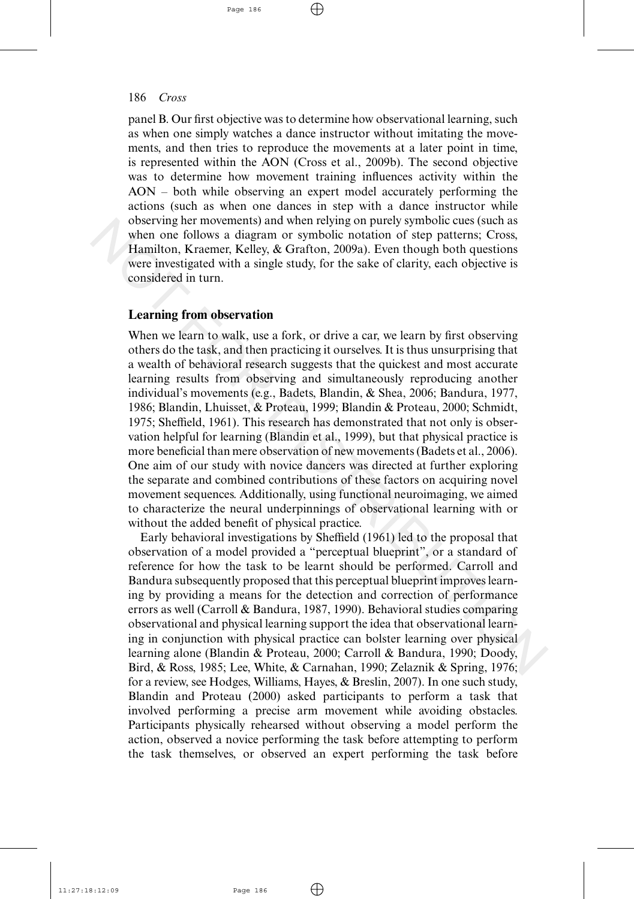panel B. Our first objective was to determine how observational learning, such as when one simply watches a dance instructor without imitating the movements, and then tries to reproduce the movements at a later point in time, is represented within the AON (Cross et al., 2009b). The second objective was to determine how movement training influences activity within the AON – both while observing an expert model accurately performing the actions (such as when one dances in step with a dance instructor while observing her movements) and when relying on purely symbolic cues (such as when one follows a diagram or symbolic notation of step patterns; Cross, Hamilton, Kraemer, Kelley, & Grafton, 2009a). Even though both questions were investigated with a single study, for the sake of clarity, each objective is considered in turn.

## Learning from observation

When we learn to walk, use a fork, or drive a car, we learn by first observing others do the task, and then practicing it ourselves. It is thus unsurprising that a wealth of behavioral research suggests that the quickest and most accurate learning results from observing and simultaneously reproducing another individual's movements (e.g., Badets, Blandin, & Shea, 2006; Bandura, 1977, 1986; Blandin, Lhuisset, & Proteau, 1999; Blandin & Proteau, 2000; Schmidt, 1975; Sheffield, 1961). This research has demonstrated that not only is observation helpful for learning (Blandin et al., 1999), but that physical practice is more beneficial than mere observation of new movements (Badets et al., 2006). One aim of our study with novice dancers was directed at further exploring the separate and combined contributions of these factors on acquiring novel movement sequences. Additionally, using functional neuroimaging, we aimed to characterize the neural underpinnings of observational learning with or without the added benefit of physical practice.

Early behavioral investigations by Sheffield (1961) led to the proposal that observation of a model provided a "perceptual blueprint", or a standard of reference for how the task to be learnt should be performed. Carroll and Bandura subsequently proposed that this perceptual blueprint improves learning by providing a means for the detection and correction of performance errors as well (Carroll & Bandura, 1987, 1990). Behavioral studies comparing observational and physical learning support the idea that observational learning in conjunction with physical practice can bolster learning over physical learning alone (Blandin & Proteau, 2000; Carroll & Bandura, 1990; Doody, Bird, & Ross, 1985; Lee, White, & Carnahan, 1990; Zelaznik & Spring, 1976; for a review, see Hodges, Williams, Hayes, & Breslin, 2007). In one such study, Blandin and Proteau (2000) asked participants to perform a task that involved performing a precise arm movement while avoiding obstacles. Participants physically rehearsed without observing a model perform the action, observed a novice performing the task before attempting to perform the task themselves, or observed an expert performing the task before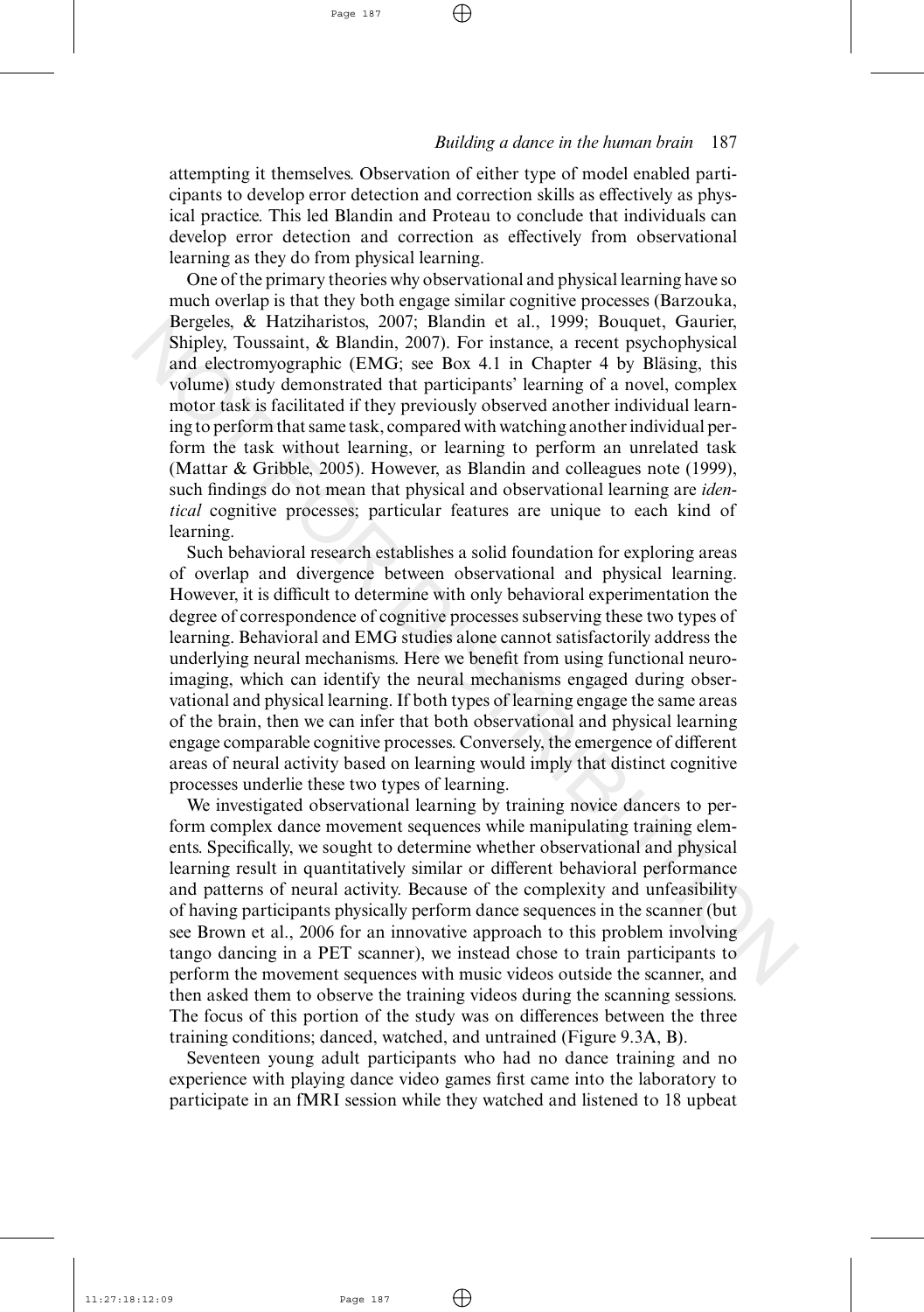attempting it themselves. Observation of either type of model enabled participants to develop error detection and correction skills as effectively as physical practice. This led Blandin and Proteau to conclude that individuals can develop error detection and correction as effectively from observational learning as they do from physical learning.

One of the primary theories why observational and physical learning have so much overlap is that they both engage similar cognitive processes (Barzouka, Bergeles, & Hatziharistos, 2007; Blandin et al., 1999; Bouquet, Gaurier, Shipley, Toussaint, & Blandin, 2007). For instance, a recent psychophysical and electromyographic (EMG; see Box 4.1 in Chapter 4 by Bläsing, this volume) study demonstrated that participants' learning of a novel, complex motor task is facilitated if they previously observed another individual learning to perform that same task, compared with watching another individual perform the task without learning, or learning to perform an unrelated task (Mattar & Gribble, 2005). However, as Blandin and colleagues note (1999), such findings do not mean that physical and observational learning are *identical* cognitive processes; particular features are unique to each kind of learning.

Such behavioral research establishes a solid foundation for exploring areas of overlap and divergence between observational and physical learning. However, it is difficult to determine with only behavioral experimentation the degree of correspondence of cognitive processes subserving these two types of learning. Behavioral and EMG studies alone cannot satisfactorily address the underlying neural mechanisms. Here we benefit from using functional neuroimaging, which can identify the neural mechanisms engaged during observational and physical learning. If both types of learning engage the same areas of the brain, then we can infer that both observational and physical learning engage comparable cognitive processes. Conversely, the emergence of different areas of neural activity based on learning would imply that distinct cognitive processes underlie these two types of learning.

We investigated observational learning by training novice dancers to perform complex dance movement sequences while manipulating training elements. Specifically, we sought to determine whether observational and physical learning result in quantitatively similar or different behavioral performance and patterns of neural activity. Because of the complexity and unfeasibility of having participants physically perform dance sequences in the scanner (but see Brown et al., 2006 for an innovative approach to this problem involving tango dancing in a PET scanner), we instead chose to train participants to perform the movement sequences with music videos outside the scanner, and then asked them to observe the training videos during the scanning sessions. The focus of this portion of the study was on differences between the three training conditions; danced, watched, and untrained (Figure 9.3A, B).

Seventeen young adult participants who had no dance training and no experience with playing dance video games first came into the laboratory to participate in an fMRI session while they watched and listened to 18 upbeat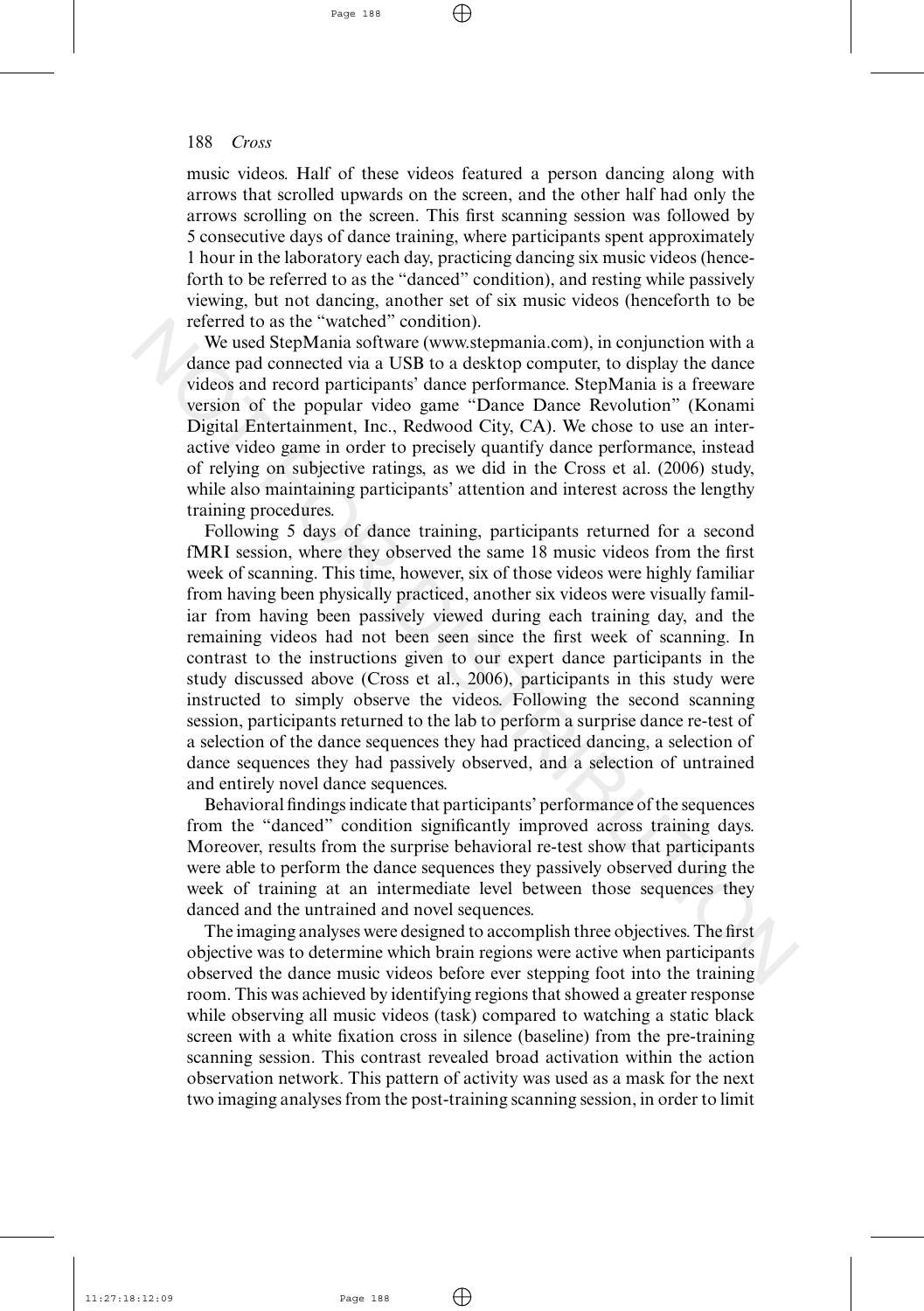music videos. Half of these videos featured a person dancing along with arrows that scrolled upwards on the screen, and the other half had only the arrows scrolling on the screen. This first scanning session was followed by 5 consecutive days of dance training, where participants spent approximately 1 hour in the laboratory each day, practicing dancing six music videos (henceforth to be referred to as the "danced" condition), and resting while passively viewing, but not dancing, another set of six music videos (henceforth to be referred to as the "watched" condition).

We used StepMania software (www.stepmania.com), in conjunction with a dance pad connected via a USB to a desktop computer, to display the dance videos and record participants' dance performance. StepMania is a freeware version of the popular video game "Dance Dance Revolution" (Konami Digital Entertainment, Inc., Redwood City, CA). We chose to use an interactive video game in order to precisely quantify dance performance, instead of relying on subjective ratings, as we did in the Cross et al. (2006) study, while also maintaining participants' attention and interest across the lengthy training procedures.

Following 5 days of dance training, participants returned for a second fMRI session, where they observed the same 18 music videos from the first week of scanning. This time, however, six of those videos were highly familiar from having been physically practiced, another six videos were visually familiar from having been passively viewed during each training day, and the remaining videos had not been seen since the first week of scanning. In contrast to the instructions given to our expert dance participants in the study discussed above (Cross et al., 2006), participants in this study were instructed to simply observe the videos. Following the second scanning session, participants returned to the lab to perform a surprise dance re-test of a selection of the dance sequences they had practiced dancing, a selection of dance sequences they had passively observed, and a selection of untrained and entirely novel dance sequences.

Behavioral findings indicate that participants' performance of the sequences from the "danced" condition significantly improved across training days. Moreover, results from the surprise behavioral re-test show that participants were able to perform the dance sequences they passively observed during the week of training at an intermediate level between those sequences they danced and the untrained and novel sequences.

The imaging analyses were designed to accomplish three objectives. The first objective was to determine which brain regions were active when participants observed the dance music videos before ever stepping foot into the training room. This was achieved by identifying regions that showed a greater response while observing all music videos (task) compared to watching a static black screen with a white fixation cross in silence (baseline) from the pre-training scanning session. This contrast revealed broad activation within the action observation network. This pattern of activity was used as a mask for the next two imaging analyses from the post-training scanning session, in order to limit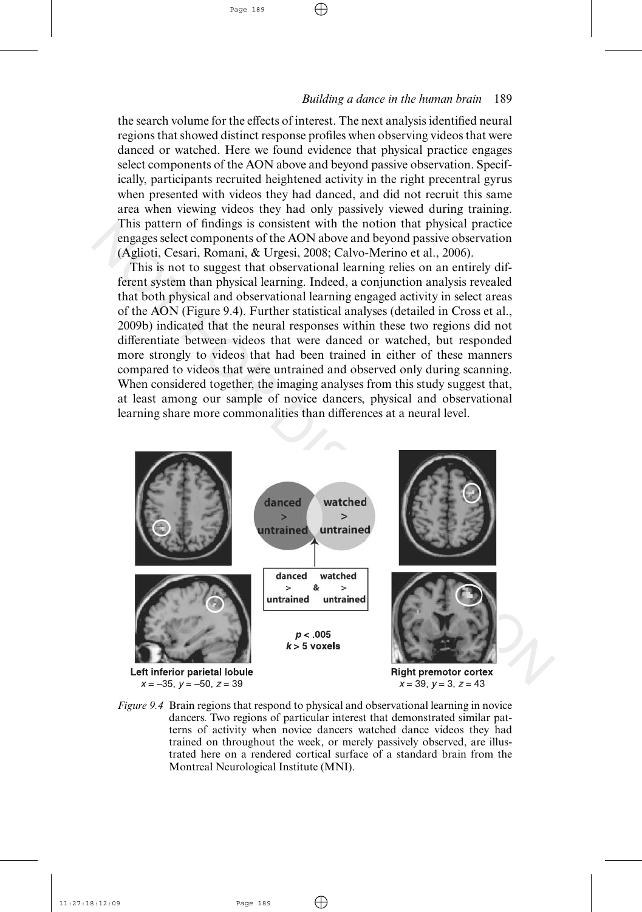the search volume for the effects of interest. The next analysis identified neural regions that showed distinct response profiles when observing videos that were danced or watched. Here we found evidence that physical practice engages select components of the AON above and beyond passive observation. Specifically, participants recruited heightened activity in the right precentral gyrus when presented with videos they had danced, and did not recruit this same area when viewing videos they had only passively viewed during training. This pattern of findings is consistent with the notion that physical practice engages select components of the AON above and beyond passive observation (Aglioti, Cesari, Romani, & Urgesi, 2008; Calvo-Merino et al., 2006).

This is not to suggest that observational learning relies on an entirely different system than physical learning. Indeed, a conjunction analysis revealed that both physical and observational learning engaged activity in select areas of the AON (Figure 9.4). Further statistical analyses (detailed in Cross et al., 2009b) indicated that the neural responses within these two regions did not differentiate between videos that were danced or watched, but responded more strongly to videos that had been trained in either of these manners compared to videos that were untrained and observed only during scanning. When considered together, the imaging analyses from this study suggest that, at least among our sample of novice dancers, physical and observational learning share more commonalities than differences at a neural level.

danced > untrained | watched > untrained

danced > untrained & watched > untrained

$p < .005$
$k > 5$ voxels

**Left inferior parietal lobule**
$x = -35$, $y = -50$, $z = 39$

**Right premotor cortex**
$x = 39$, $y = 3$, $z = 43$

*Figure 9.4* Brain regions that respond to physical and observational learning in novice dancers. Two regions of particular interest that demonstrated similar patterns of activity when novice dancers watched dance videos they had trained on throughout the week, or merely passively observed, are illustrated here on a rendered cortical surface of a standard brain from the Montreal Neurological Institute (MNI).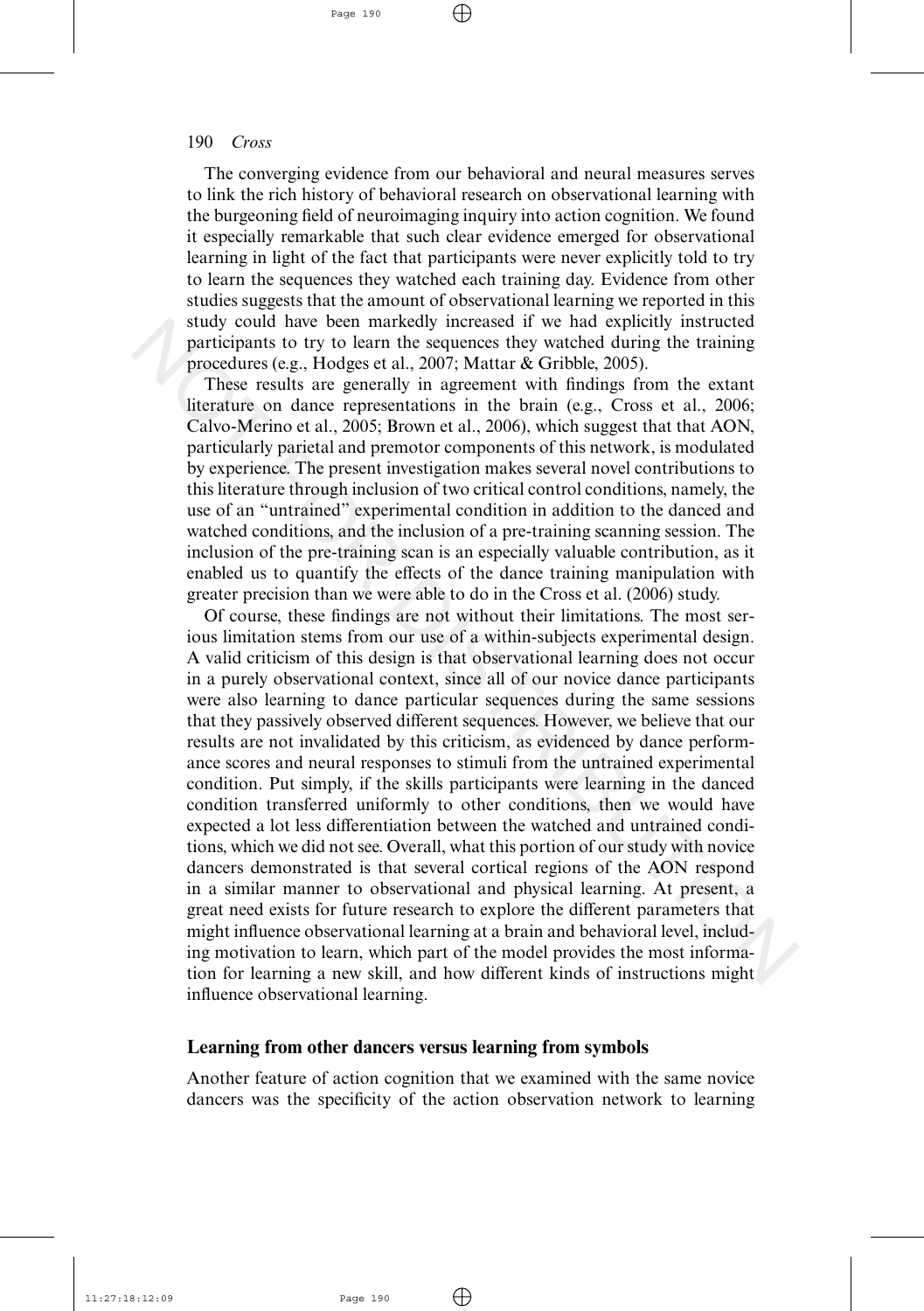The converging evidence from our behavioral and neural measures serves to link the rich history of behavioral research on observational learning with the burgeoning field of neuroimaging inquiry into action cognition. We found it especially remarkable that such clear evidence emerged for observational learning in light of the fact that participants were never explicitly told to try to learn the sequences they watched each training day. Evidence from other studies suggests that the amount of observational learning we reported in this study could have been markedly increased if we had explicitly instructed participants to try to learn the sequences they watched during the training procedures (e.g., Hodges et al., 2007; Mattar & Gribble, 2005).

These results are generally in agreement with findings from the extant literature on dance representations in the brain (e.g., Cross et al., 2006; Calvo-Merino et al., 2005; Brown et al., 2006), which suggest that that AON, particularly parietal and premotor components of this network, is modulated by experience. The present investigation makes several novel contributions to this literature through inclusion of two critical control conditions, namely, the use of an "untrained" experimental condition in addition to the danced and watched conditions, and the inclusion of a pre-training scanning session. The inclusion of the pre-training scan is an especially valuable contribution, as it enabled us to quantify the effects of the dance training manipulation with greater precision than we were able to do in the Cross et al. (2006) study.

Of course, these findings are not without their limitations. The most serious limitation stems from our use of a within-subjects experimental design. A valid criticism of this design is that observational learning does not occur in a purely observational context, since all of our novice dance participants were also learning to dance particular sequences during the same sessions that they passively observed different sequences. However, we believe that our results are not invalidated by this criticism, as evidenced by dance performance scores and neural responses to stimuli from the untrained experimental condition. Put simply, if the skills participants were learning in the danced condition transferred uniformly to other conditions, then we would have expected a lot less differentiation between the watched and untrained conditions, which we did not see. Overall, what this portion of our study with novice dancers demonstrated is that several cortical regions of the AON respond in a similar manner to observational and physical learning. At present, a great need exists for future research to explore the different parameters that might influence observational learning at a brain and behavioral level, including motivation to learn, which part of the model provides the most information for learning a new skill, and how different kinds of instructions might influence observational learning.

## Learning from other dancers versus learning from symbols

Another feature of action cognition that we examined with the same novice dancers was the specificity of the action observation network to learning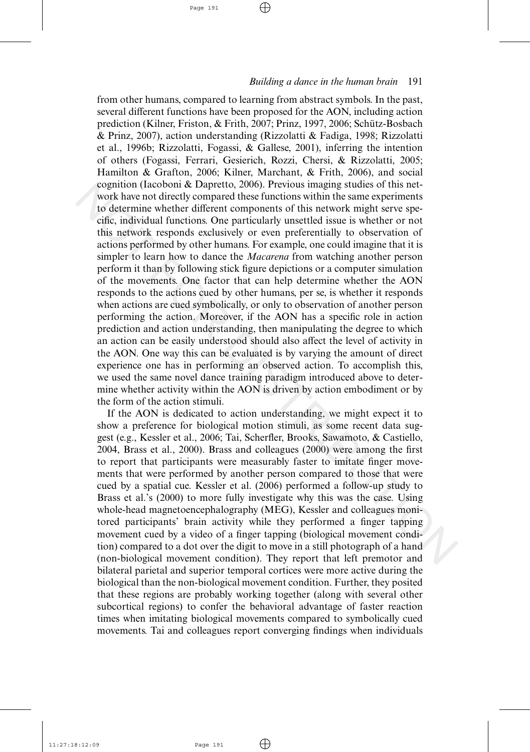from other humans, compared to learning from abstract symbols. In the past, several different functions have been proposed for the AON, including action prediction (Kilner, Friston, & Frith, 2007; Prinz, 1997, 2006; Schütz-Bosbach & Prinz, 2007), action understanding (Rizzolatti & Fadiga, 1998; Rizzolatti et al., 1996b; Rizzolatti, Fogassi, & Gallese, 2001), inferring the intention of others (Fogassi, Ferrari, Gesierich, Rozzi, Chersi, & Rizzolatti, 2005; Hamilton & Grafton, 2006; Kilner, Marchant, & Frith, 2006), and social cognition (Iacoboni & Dapretto, 2006). Previous imaging studies of this network have not directly compared these functions within the same experiments to determine whether different components of this network might serve specific, individual functions. One particularly unsettled issue is whether or not this network responds exclusively or even preferentially to observation of actions performed by other humans. For example, one could imagine that it is simpler to learn how to dance the *Macarena* from watching another person perform it than by following stick figure depictions or a computer simulation of the movements. One factor that can help determine whether the AON responds to the actions cued by other humans, per se, is whether it responds when actions are cued symbolically, or only to observation of another person performing the action. Moreover, if the AON has a specific role in action prediction and action understanding, then manipulating the degree to which an action can be easily understood should also affect the level of activity in the AON. One way this can be evaluated is by varying the amount of direct experience one has in performing an observed action. To accomplish this, we used the same novel dance training paradigm introduced above to determine whether activity within the AON is driven by action embodiment or by the form of the action stimuli.

If the AON is dedicated to action understanding, we might expect it to show a preference for biological motion stimuli, as some recent data suggest (e.g., Kessler et al., 2006; Tai, Scherfler, Brooks, Sawamoto, & Castiello, 2004, Brass et al., 2000). Brass and colleagues (2000) were among the first to report that participants were measurably faster to imitate finger movements that were performed by another person compared to those that were cued by a spatial cue. Kessler et al. (2006) performed a follow-up study to Brass et al.'s (2000) to more fully investigate why this was the case. Using whole-head magnetoencephalography (MEG), Kessler and colleagues monitored participants' brain activity while they performed a finger tapping movement cued by a video of a finger tapping (biological movement condition) compared to a dot over the digit to move in a still photograph of a hand (non-biological movement condition). They report that left premotor and bilateral parietal and superior temporal cortices were more active during the biological than the non-biological movement condition. Further, they posited that these regions are probably working together (along with several other subcortical regions) to confer the behavioral advantage of faster reaction times when imitating biological movements compared to symbolically cued movements. Tai and colleagues report converging findings when individuals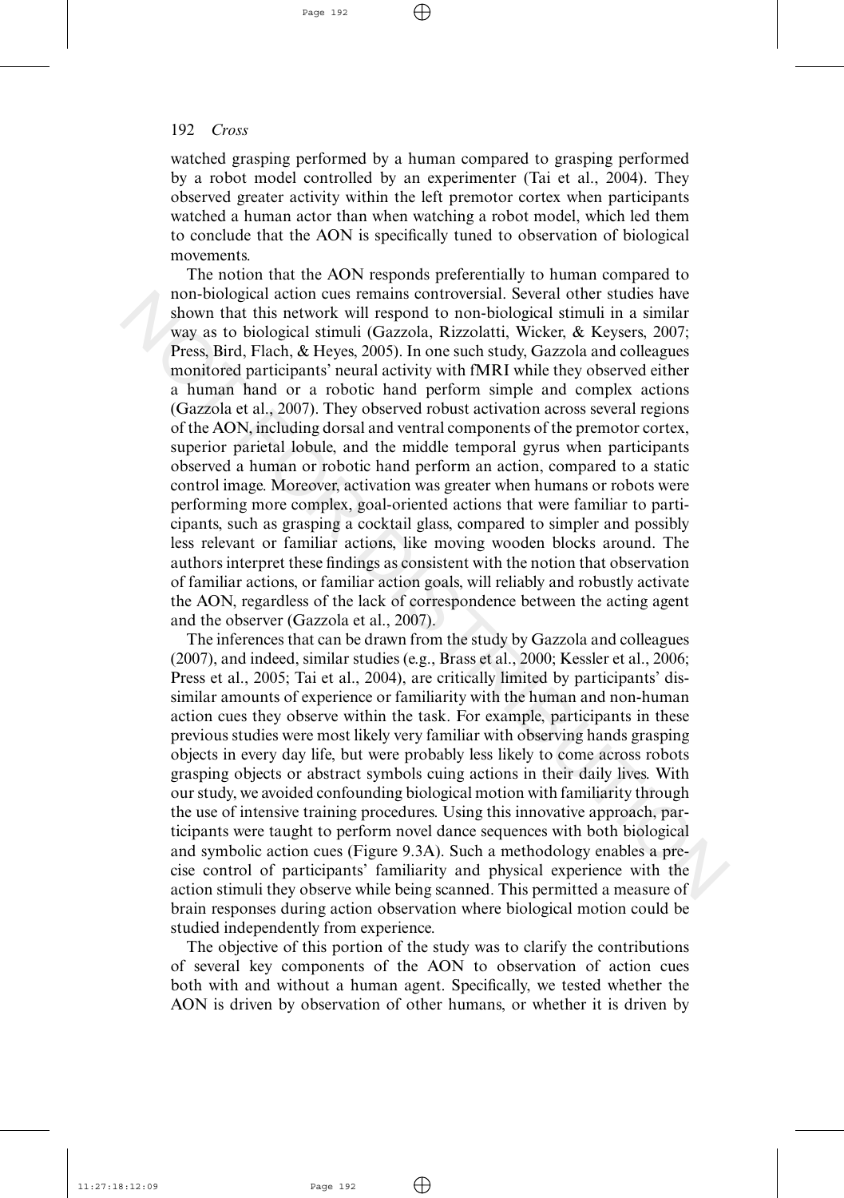watched grasping performed by a human compared to grasping performed by a robot model controlled by an experimenter (Tai et al., 2004). They observed greater activity within the left premotor cortex when participants watched a human actor than when watching a robot model, which led them to conclude that the AON is specifically tuned to observation of biological movements.

The notion that the AON responds preferentially to human compared to non-biological action cues remains controversial. Several other studies have shown that this network will respond to non-biological stimuli in a similar way as to biological stimuli (Gazzola, Rizzolatti, Wicker, & Keysers, 2007; Press, Bird, Flach, & Heyes, 2005). In one such study, Gazzola and colleagues monitored participants' neural activity with fMRI while they observed either a human hand or a robotic hand perform simple and complex actions (Gazzola et al., 2007). They observed robust activation across several regions of the AON, including dorsal and ventral components of the premotor cortex, superior parietal lobule, and the middle temporal gyrus when participants observed a human or robotic hand perform an action, compared to a static control image. Moreover, activation was greater when humans or robots were performing more complex, goal-oriented actions that were familiar to participants, such as grasping a cocktail glass, compared to simpler and possibly less relevant or familiar actions, like moving wooden blocks around. The authors interpret these findings as consistent with the notion that observation of familiar actions, or familiar action goals, will reliably and robustly activate the AON, regardless of the lack of correspondence between the acting agent and the observer (Gazzola et al., 2007).

The inferences that can be drawn from the study by Gazzola and colleagues (2007), and indeed, similar studies (e.g., Brass et al., 2000; Kessler et al., 2006; Press et al., 2005; Tai et al., 2004), are critically limited by participants' dissimilar amounts of experience or familiarity with the human and non-human action cues they observe within the task. For example, participants in these previous studies were most likely very familiar with observing hands grasping objects in every day life, but were probably less likely to come across robots grasping objects or abstract symbols cuing actions in their daily lives. With our study, we avoided confounding biological motion with familiarity through the use of intensive training procedures. Using this innovative approach, participants were taught to perform novel dance sequences with both biological and symbolic action cues (Figure 9.3A). Such a methodology enables a precise control of participants' familiarity and physical experience with the action stimuli they observe while being scanned. This permitted a measure of brain responses during action observation where biological motion could be studied independently from experience.

The objective of this portion of the study was to clarify the contributions of several key components of the AON to observation of action cues both with and without a human agent. Specifically, we tested whether the AON is driven by observation of other humans, or whether it is driven by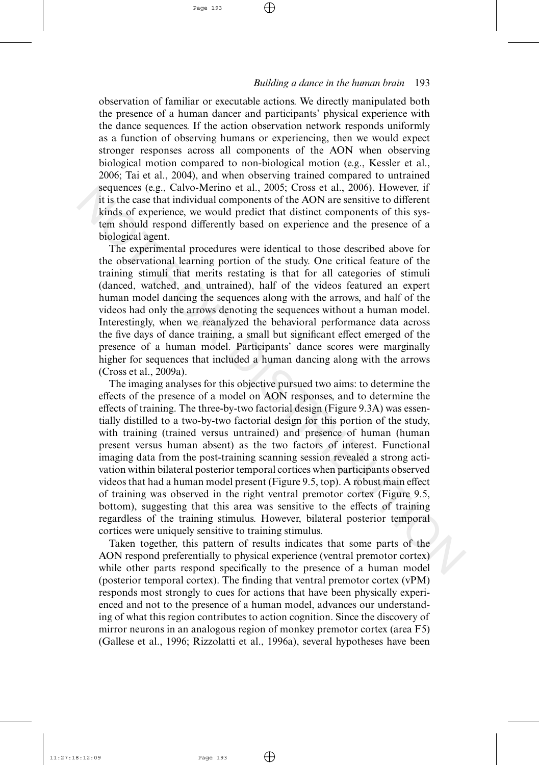observation of familiar or executable actions. We directly manipulated both the presence of a human dancer and participants' physical experience with the dance sequences. If the action observation network responds uniformly as a function of observing humans or experiencing, then we would expect stronger responses across all components of the AON when observing biological motion compared to non-biological motion (e.g., Kessler et al., 2006; Tai et al., 2004), and when observing trained compared to untrained sequences (e.g., Calvo-Merino et al., 2005; Cross et al., 2006). However, if it is the case that individual components of the AON are sensitive to different kinds of experience, we would predict that distinct components of this system should respond differently based on experience and the presence of a biological agent.

The experimental procedures were identical to those described above for the observational learning portion of the study. One critical feature of the training stimuli that merits restating is that for all categories of stimuli (danced, watched, and untrained), half of the videos featured an expert human model dancing the sequences along with the arrows, and half of the videos had only the arrows denoting the sequences without a human model. Interestingly, when we reanalyzed the behavioral performance data across the five days of dance training, a small but significant effect emerged of the presence of a human model. Participants' dance scores were marginally higher for sequences that included a human dancing along with the arrows (Cross et al., 2009a).

The imaging analyses for this objective pursued two aims: to determine the effects of the presence of a model on AON responses, and to determine the effects of training. The three-by-two factorial design (Figure 9.3A) was essentially distilled to a two-by-two factorial design for this portion of the study, with training (trained versus untrained) and presence of human (human present versus human absent) as the two factors of interest. Functional imaging data from the post-training scanning session revealed a strong activation within bilateral posterior temporal cortices when participants observed videos that had a human model present (Figure 9.5, top). A robust main effect of training was observed in the right ventral premotor cortex (Figure 9.5, bottom), suggesting that this area was sensitive to the effects of training regardless of the training stimulus. However, bilateral posterior temporal cortices were uniquely sensitive to training stimulus.

Taken together, this pattern of results indicates that some parts of the AON respond preferentially to physical experience (ventral premotor cortex) while other parts respond specifically to the presence of a human model (posterior temporal cortex). The finding that ventral premotor cortex (vPM) responds most strongly to cues for actions that have been physically experienced and not to the presence of a human model, advances our understanding of what this region contributes to action cognition. Since the discovery of mirror neurons in an analogous region of monkey premotor cortex (area F5) (Gallese et al., 1996; Rizzolatti et al., 1996a), several hypotheses have been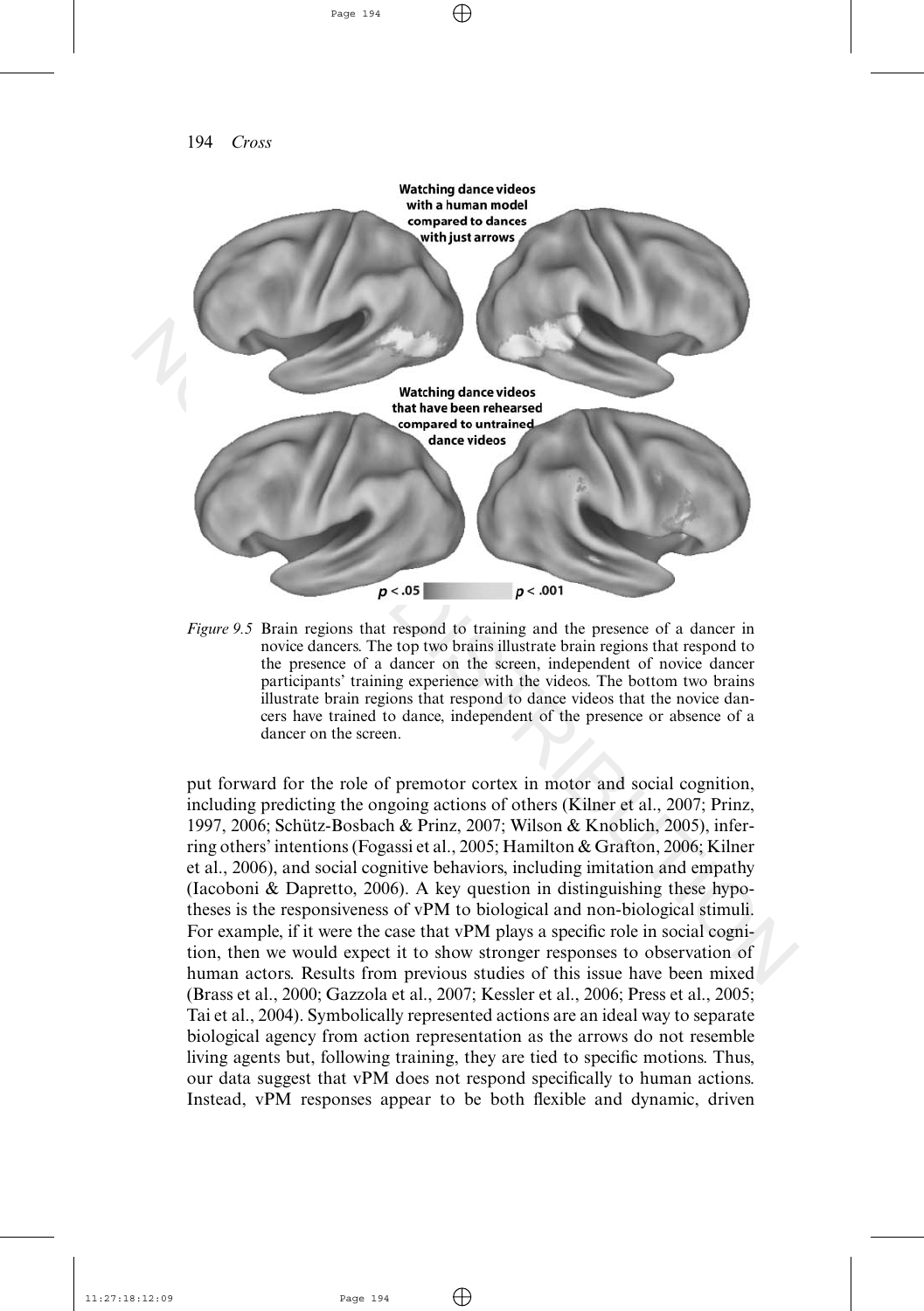*Figure 9.5* Brain regions that respond to training and the presence of a dancer in novice dancers. The top two brains illustrate brain regions that respond to the presence of a dancer on the screen, independent of novice dancer participants' training experience with the videos. The bottom two brains illustrate brain regions that respond to dance videos that the novice dancers have trained to dance, independent of the presence or absence of a dancer on the screen.

put forward for the role of premotor cortex in motor and social cognition, including predicting the ongoing actions of others (Kilner et al., 2007; Prinz, 1997, 2006; Schütz-Bosbach & Prinz, 2007; Wilson & Knoblich, 2005), inferring others' intentions (Fogassi et al., 2005; Hamilton & Grafton, 2006; Kilner et al., 2006), and social cognitive behaviors, including imitation and empathy (Iacoboni & Dapretto, 2006). A key question in distinguishing these hypotheses is the responsiveness of vPM to biological and non-biological stimuli. For example, if it were the case that vPM plays a specific role in social cognition, then we would expect it to show stronger responses to observation of human actors. Results from previous studies of this issue have been mixed (Brass et al., 2000; Gazzola et al., 2007; Kessler et al., 2006; Press et al., 2005; Tai et al., 2004). Symbolically represented actions are an ideal way to separate biological agency from action representation as the arrows do not resemble living agents but, following training, they are tied to specific motions. Thus, our data suggest that vPM does not respond specifically to human actions. Instead, vPM responses appear to be both flexible and dynamic, driven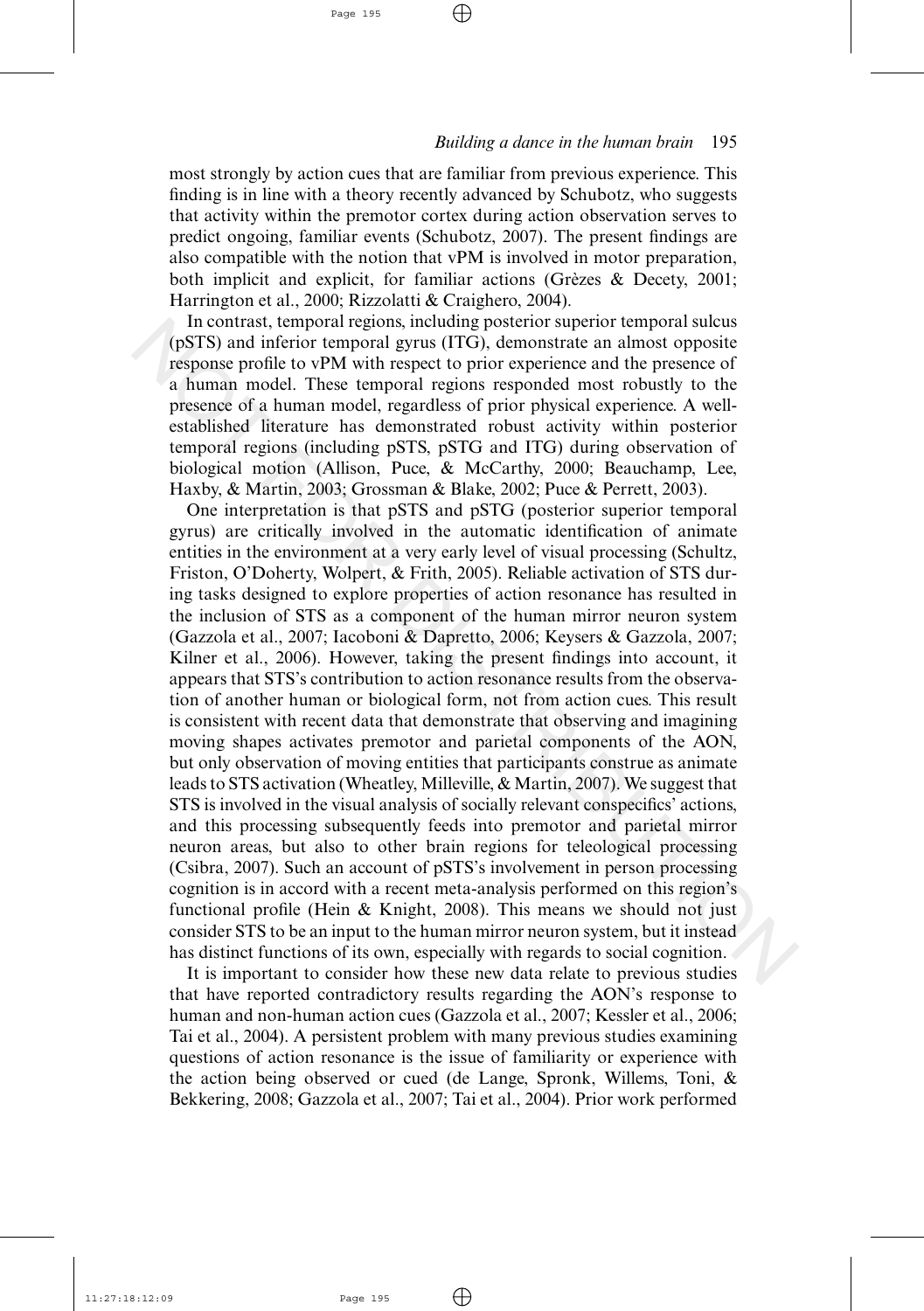most strongly by action cues that are familiar from previous experience. This finding is in line with a theory recently advanced by Schubotz, who suggests that activity within the premotor cortex during action observation serves to predict ongoing, familiar events (Schubotz, 2007). The present findings are also compatible with the notion that vPM is involved in motor preparation, both implicit and explicit, for familiar actions (Grèzes & Decety, 2001; Harrington et al., 2000; Rizzolatti & Craighero, 2004).

In contrast, temporal regions, including posterior superior temporal sulcus (pSTS) and inferior temporal gyrus (ITG), demonstrate an almost opposite response profile to vPM with respect to prior experience and the presence of a human model. These temporal regions responded most robustly to the presence of a human model, regardless of prior physical experience. A well-established literature has demonstrated robust activity within posterior temporal regions (including pSTS, pSTG and ITG) during observation of biological motion (Allison, Puce, & McCarthy, 2000; Beauchamp, Lee, Haxby, & Martin, 2003; Grossman & Blake, 2002; Puce & Perrett, 2003).

One interpretation is that pSTS and pSTG (posterior superior temporal gyrus) are critically involved in the automatic identification of animate entities in the environment at a very early level of visual processing (Schultz, Friston, O'Doherty, Wolpert, & Frith, 2005). Reliable activation of STS during tasks designed to explore properties of action resonance has resulted in the inclusion of STS as a component of the human mirror neuron system (Gazzola et al., 2007; Iacoboni & Dapretto, 2006; Keysers & Gazzola, 2007; Kilner et al., 2006). However, taking the present findings into account, it appears that STS's contribution to action resonance results from the observation of another human or biological form, not from action cues. This result is consistent with recent data that demonstrate that observing and imagining moving shapes activates premotor and parietal components of the AON, but only observation of moving entities that participants construe as animate leads to STS activation (Wheatley, Milleville, & Martin, 2007). We suggest that STS is involved in the visual analysis of socially relevant conspecifics' actions, and this processing subsequently feeds into premotor and parietal mirror neuron areas, but also to other brain regions for teleological processing (Csibra, 2007). Such an account of pSTS's involvement in person processing cognition is in accord with a recent meta-analysis performed on this region's functional profile (Hein & Knight, 2008). This means we should not just consider STS to be an input to the human mirror neuron system, but it instead has distinct functions of its own, especially with regards to social cognition.

It is important to consider how these new data relate to previous studies that have reported contradictory results regarding the AON's response to human and non-human action cues (Gazzola et al., 2007; Kessler et al., 2006; Tai et al., 2004). A persistent problem with many previous studies examining questions of action resonance is the issue of familiarity or experience with the action being observed or cued (de Lange, Spronk, Willems, Toni, & Bekkering, 2008; Gazzola et al., 2007; Tai et al., 2004). Prior work performed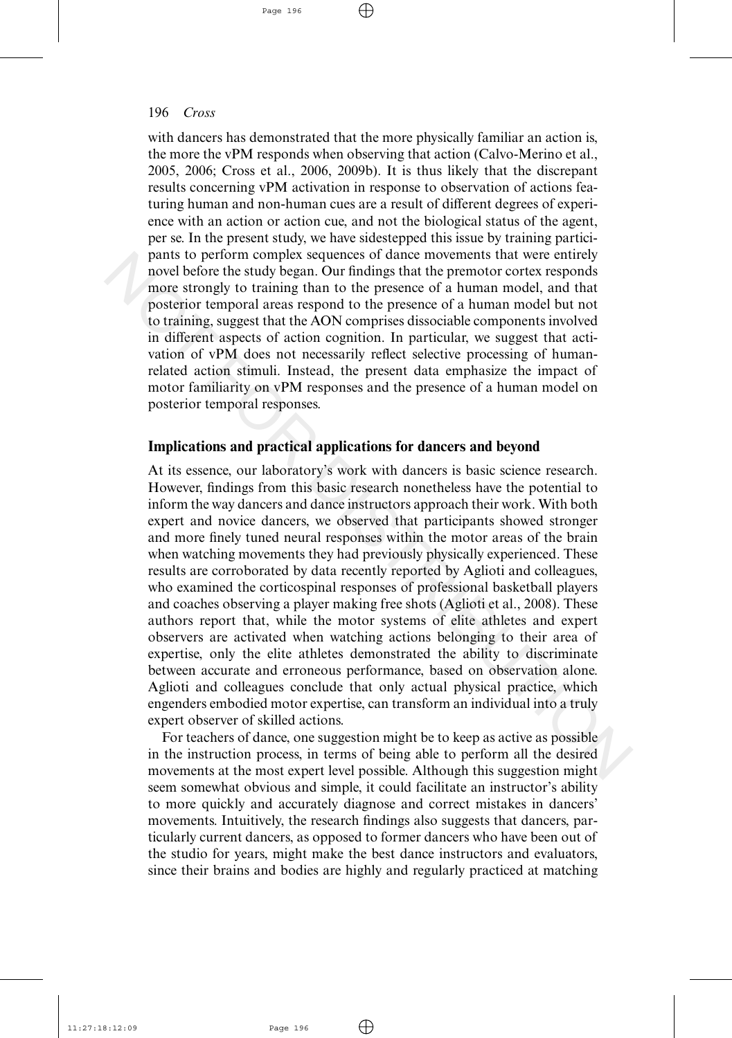with dancers has demonstrated that the more physically familiar an action is, the more the vPM responds when observing that action (Calvo-Merino et al., 2005, 2006; Cross et al., 2006, 2009b). It is thus likely that the discrepant results concerning vPM activation in response to observation of actions featuring human and non-human cues are a result of different degrees of experience with an action or action cue, and not the biological status of the agent, per se. In the present study, we have sidestepped this issue by training participants to perform complex sequences of dance movements that were entirely novel before the study began. Our findings that the premotor cortex responds more strongly to training than to the presence of a human model, and that posterior temporal areas respond to the presence of a human model but not to training, suggest that the AON comprises dissociable components involved in different aspects of action cognition. In particular, we suggest that activation of vPM does not necessarily reflect selective processing of human-related action stimuli. Instead, the present data emphasize the impact of motor familiarity on vPM responses and the presence of a human model on posterior temporal responses.

## Implications and practical applications for dancers and beyond

At its essence, our laboratory's work with dancers is basic science research. However, findings from this basic research nonetheless have the potential to inform the way dancers and dance instructors approach their work. With both expert and novice dancers, we observed that participants showed stronger and more finely tuned neural responses within the motor areas of the brain when watching movements they had previously physically experienced. These results are corroborated by data recently reported by Aglioti and colleagues, who examined the corticospinal responses of professional basketball players and coaches observing a player making free shots (Aglioti et al., 2008). These authors report that, while the motor systems of elite athletes and expert observers are activated when watching actions belonging to their area of expertise, only the elite athletes demonstrated the ability to discriminate between accurate and erroneous performance, based on observation alone. Aglioti and colleagues conclude that only actual physical practice, which engenders embodied motor expertise, can transform an individual into a truly expert observer of skilled actions.

For teachers of dance, one suggestion might be to keep as active as possible in the instruction process, in terms of being able to perform all the desired movements at the most expert level possible. Although this suggestion might seem somewhat obvious and simple, it could facilitate an instructor's ability to more quickly and accurately diagnose and correct mistakes in dancers' movements. Intuitively, the research findings also suggests that dancers, particularly current dancers, as opposed to former dancers who have been out of the studio for years, might make the best dance instructors and evaluators, since their brains and bodies are highly and regularly practiced at matching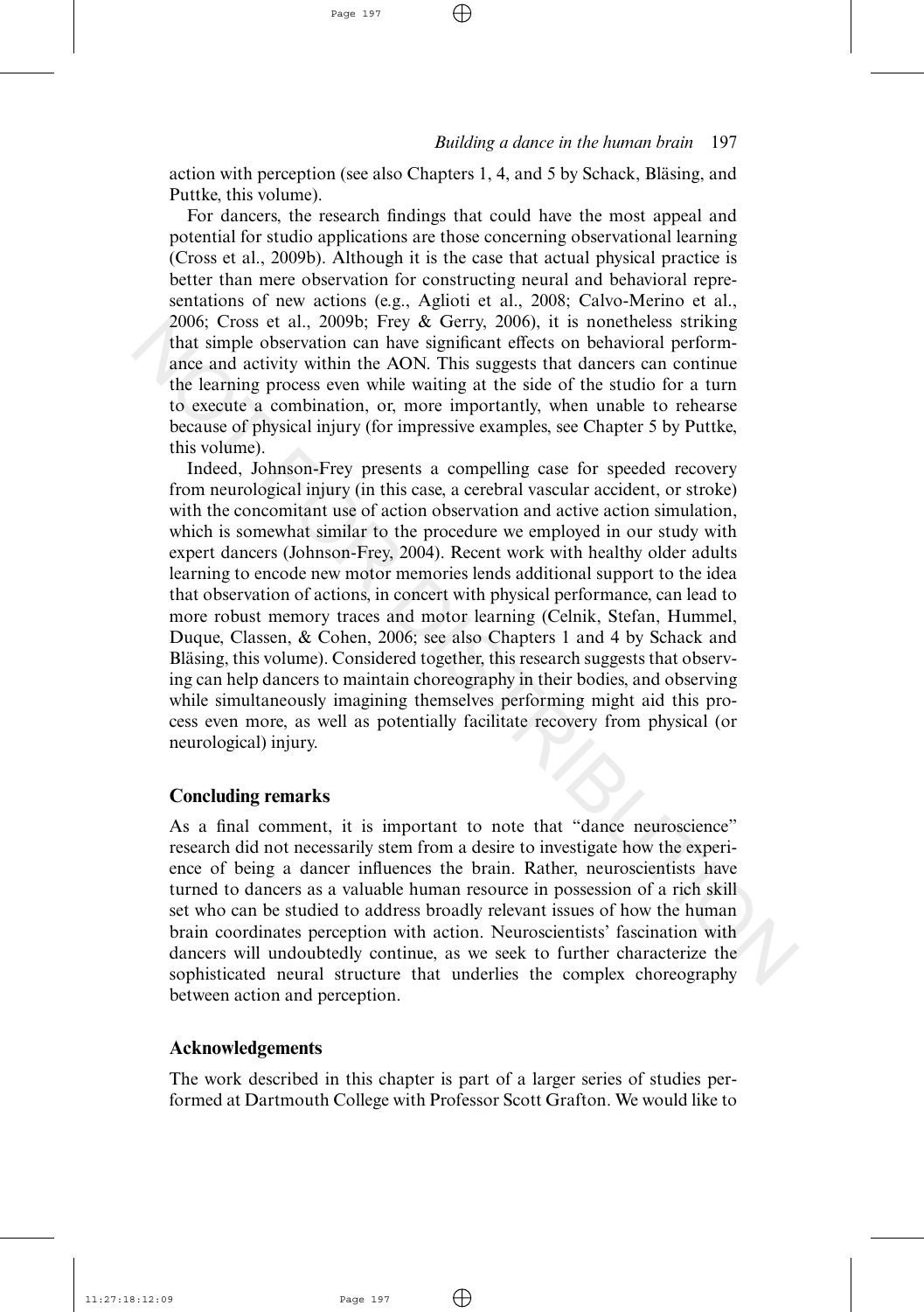action with perception (see also Chapters 1, 4, and 5 by Schack, Bläsing, and Puttke, this volume).

For dancers, the research findings that could have the most appeal and potential for studio applications are those concerning observational learning (Cross et al., 2009b). Although it is the case that actual physical practice is better than mere observation for constructing neural and behavioral representations of new actions (e.g., Aglioti et al., 2008; Calvo-Merino et al., 2006; Cross et al., 2009b; Frey & Gerry, 2006), it is nonetheless striking that simple observation can have significant effects on behavioral performance and activity within the AON. This suggests that dancers can continue the learning process even while waiting at the side of the studio for a turn to execute a combination, or, more importantly, when unable to rehearse because of physical injury (for impressive examples, see Chapter 5 by Puttke, this volume).

Indeed, Johnson-Frey presents a compelling case for speeded recovery from neurological injury (in this case, a cerebral vascular accident, or stroke) with the concomitant use of action observation and active action simulation, which is somewhat similar to the procedure we employed in our study with expert dancers (Johnson-Frey, 2004). Recent work with healthy older adults learning to encode new motor memories lends additional support to the idea that observation of actions, in concert with physical performance, can lead to more robust memory traces and motor learning (Celnik, Stefan, Hummel, Duque, Classen, & Cohen, 2006; see also Chapters 1 and 4 by Schack and Bläsing, this volume). Considered together, this research suggests that observing can help dancers to maintain choreography in their bodies, and observing while simultaneously imagining themselves performing might aid this process even more, as well as potentially facilitate recovery from physical (or neurological) injury.

## Concluding remarks

As a final comment, it is important to note that "dance neuroscience" research did not necessarily stem from a desire to investigate how the experience of being a dancer influences the brain. Rather, neuroscientists have turned to dancers as a valuable human resource in possession of a rich skill set who can be studied to address broadly relevant issues of how the human brain coordinates perception with action. Neuroscientists' fascination with dancers will undoubtedly continue, as we seek to further characterize the sophisticated neural structure that underlies the complex choreography between action and perception.

## Acknowledgements

The work described in this chapter is part of a larger series of studies performed at Dartmouth College with Professor Scott Grafton. We would like to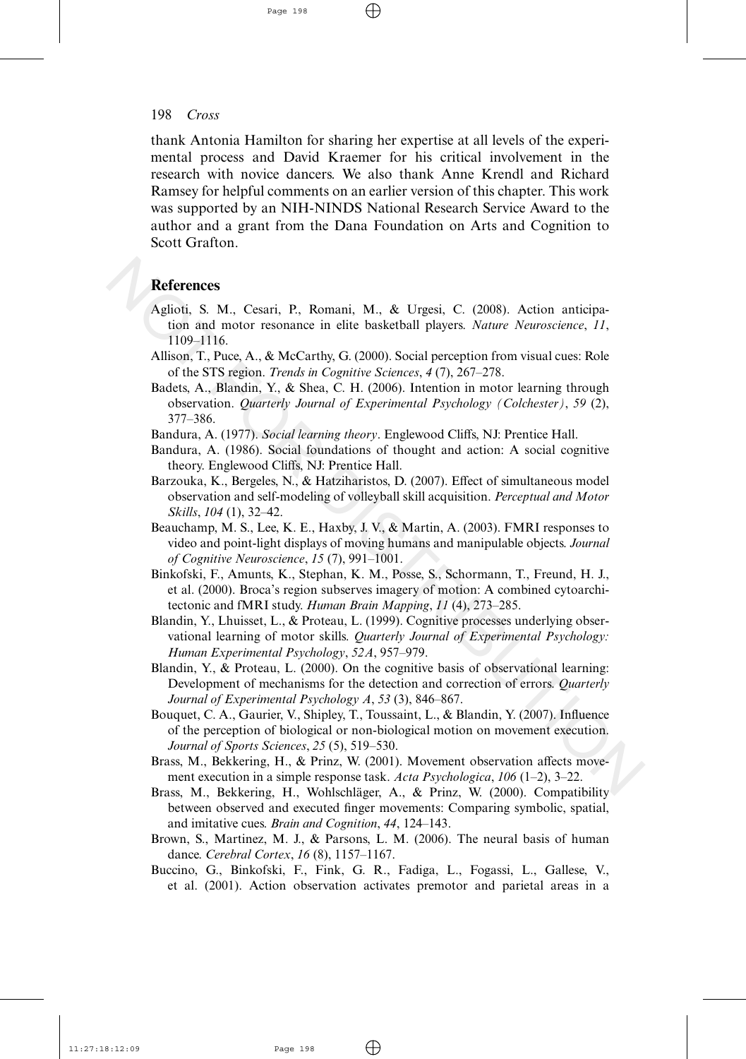thank Antonia Hamilton for sharing her expertise at all levels of the experimental process and David Kraemer for his critical involvement in the research with novice dancers. We also thank Anne Krendl and Richard Ramsey for helpful comments on an earlier version of this chapter. This work was supported by an NIH-NINDS National Research Service Award to the author and a grant from the Dana Foundation on Arts and Cognition to Scott Grafton.

## References

Aglioti, S. M., Cesari, P., Romani, M., & Urgesi, C. (2008). Action anticipation and motor resonance in elite basketball players. *Nature Neuroscience*, *11*, 1109–1116.

Allison, T., Puce, A., & McCarthy, G. (2000). Social perception from visual cues: Role of the STS region. *Trends in Cognitive Sciences*, *4* (7), 267–278.

Badets, A., Blandin, Y., & Shea, C. H. (2006). Intention in motor learning through observation. *Quarterly Journal of Experimental Psychology (Colchester)*, *59* (2), 377–386.

Bandura, A. (1977). *Social learning theory*. Englewood Cliffs, NJ: Prentice Hall.

Bandura, A. (1986). Social foundations of thought and action: A social cognitive theory. Englewood Cliffs, NJ: Prentice Hall.

Barzouka, K., Bergeles, N., & Hatziharistos, D. (2007). Effect of simultaneous model observation and self-modeling of volleyball skill acquisition. *Perceptual and Motor Skills*, *104* (1), 32–42.

Beauchamp, M. S., Lee, K. E., Haxby, J. V., & Martin, A. (2003). FMRI responses to video and point-light displays of moving humans and manipulable objects. *Journal of Cognitive Neuroscience*, *15* (7), 991–1001.

Binkofski, F., Amunts, K., Stephan, K. M., Posse, S., Schormann, T., Freund, H. J., et al. (2000). Broca's region subserves imagery of motion: A combined cytoarchitectonic and fMRI study. *Human Brain Mapping*, *11* (4), 273–285.

Blandin, Y., Lhuisset, L., & Proteau, L. (1999). Cognitive processes underlying observational learning of motor skills. *Quarterly Journal of Experimental Psychology: Human Experimental Psychology*, *52A*, 957–979.

Blandin, Y., & Proteau, L. (2000). On the cognitive basis of observational learning: Development of mechanisms for the detection and correction of errors. *Quarterly Journal of Experimental Psychology A*, *53* (3), 846–867.

Bouquet, C. A., Gaurier, V., Shipley, T., Toussaint, L., & Blandin, Y. (2007). Influence of the perception of biological or non-biological motion on movement execution. *Journal of Sports Sciences*, *25* (5), 519–530.

Brass, M., Bekkering, H., & Prinz, W. (2001). Movement observation affects movement execution in a simple response task. *Acta Psychologica*, *106* (1–2), 3–22.

Brass, M., Bekkering, H., Wohlschläger, A., & Prinz, W. (2000). Compatibility between observed and executed finger movements: Comparing symbolic, spatial, and imitative cues. *Brain and Cognition*, *44*, 124–143.

Brown, S., Martinez, M. J., & Parsons, L. M. (2006). The neural basis of human dance. *Cerebral Cortex*, *16* (8), 1157–1167.

Buccino, G., Binkofski, F., Fink, G. R., Fadiga, L., Fogassi, L., Gallese, V., et al. (2001). Action observation activates premotor and parietal areas in a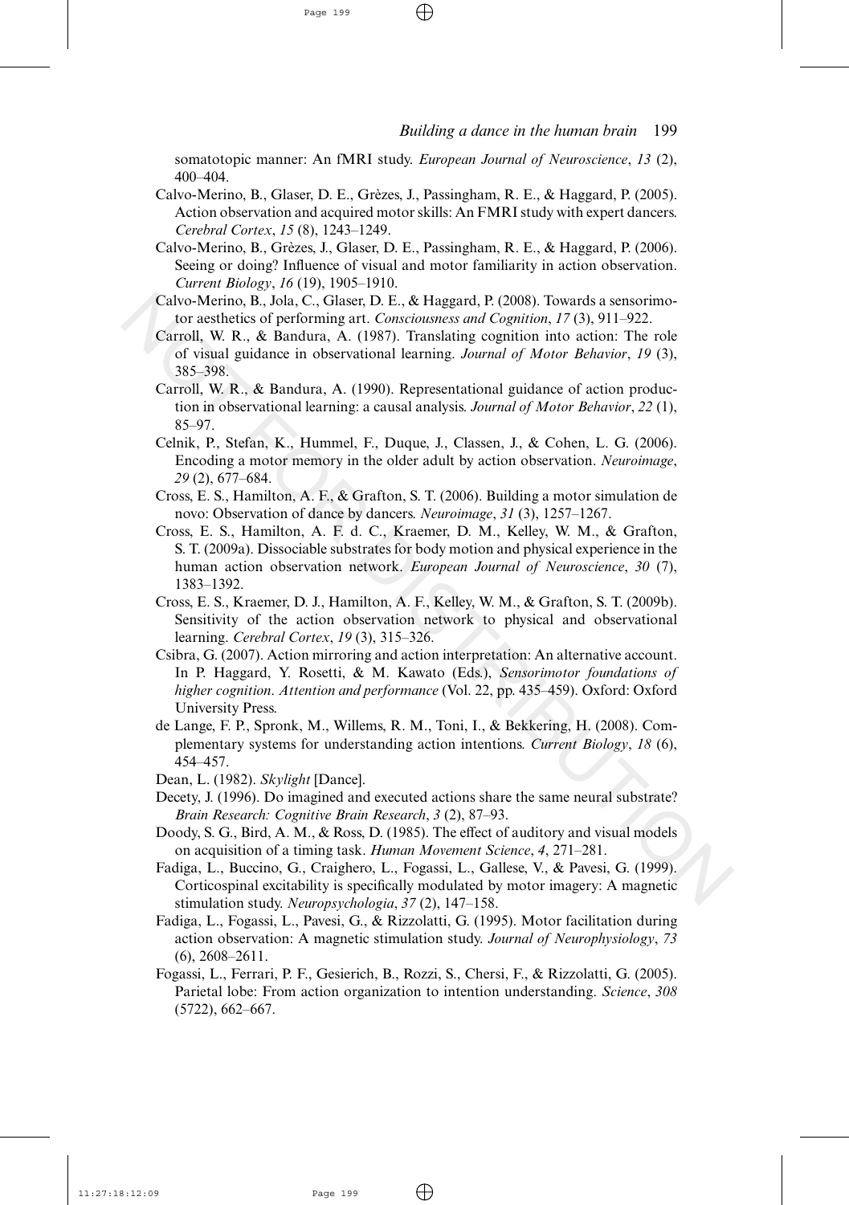somatotopic manner: An fMRI study. *European Journal of Neuroscience*, *13* (2), 400–404.

Calvo-Merino, B., Glaser, D. E., Grèzes, J., Passingham, R. E., & Haggard, P. (2005). Action observation and acquired motor skills: An FMRI study with expert dancers. *Cerebral Cortex*, *15* (8), 1243–1249.

Calvo-Merino, B., Grèzes, J., Glaser, D. E., Passingham, R. E., & Haggard, P. (2006). Seeing or doing? Influence of visual and motor familiarity in action observation. *Current Biology*, *16* (19), 1905–1910.

Calvo-Merino, B., Jola, C., Glaser, D. E., & Haggard, P. (2008). Towards a sensorimotor aesthetics of performing art. *Consciousness and Cognition*, *17* (3), 911–922.

Carroll, W. R., & Bandura, A. (1987). Translating cognition into action: The role of visual guidance in observational learning. *Journal of Motor Behavior*, *19* (3), 385–398.

Carroll, W. R., & Bandura, A. (1990). Representational guidance of action production in observational learning: a causal analysis. *Journal of Motor Behavior*, *22* (1), 85–97.

Celnik, P., Stefan, K., Hummel, F., Duque, J., Classen, J., & Cohen, L. G. (2006). Encoding a motor memory in the older adult by action observation. *Neuroimage*, *29* (2), 677–684.

Cross, E. S., Hamilton, A. F., & Grafton, S. T. (2006). Building a motor simulation de novo: Observation of dance by dancers. *Neuroimage*, *31* (3), 1257–1267.

Cross, E. S., Hamilton, A. F. d. C., Kraemer, D. M., Kelley, W. M., & Grafton, S. T. (2009a). Dissociable substrates for body motion and physical experience in the human action observation network. *European Journal of Neuroscience*, *30* (7), 1383–1392.

Cross, E. S., Kraemer, D. J., Hamilton, A. F., Kelley, W. M., & Grafton, S. T. (2009b). Sensitivity of the action observation network to physical and observational learning. *Cerebral Cortex*, *19* (3), 315–326.

Csibra, G. (2007). Action mirroring and action interpretation: An alternative account. In P. Haggard, Y. Rosetti, & M. Kawato (Eds.), *Sensorimotor foundations of higher cognition*. *Attention and performance* (Vol. 22, pp. 435–459). Oxford: Oxford University Press.

de Lange, F. P., Spronk, M., Willems, R. M., Toni, I., & Bekkering, H. (2008). Complementary systems for understanding action intentions. *Current Biology*, *18* (6), 454–457.

Dean, L. (1982). *Skylight* [Dance].

Decety, J. (1996). Do imagined and executed actions share the same neural substrate? *Brain Research: Cognitive Brain Research*, *3* (2), 87–93.

Doody, S. G., Bird, A. M., & Ross, D. (1985). The effect of auditory and visual models on acquisition of a timing task. *Human Movement Science*, *4*, 271–281.

Fadiga, L., Buccino, G., Craighero, L., Fogassi, L., Gallese, V., & Pavesi, G. (1999). Corticospinal excitability is specifically modulated by motor imagery: A magnetic stimulation study. *Neuropsychologia*, *37* (2), 147–158.

Fadiga, L., Fogassi, L., Pavesi, G., & Rizzolatti, G. (1995). Motor facilitation during action observation: A magnetic stimulation study. *Journal of Neurophysiology*, *73* (6), 2608–2611.

Fogassi, L., Ferrari, P. F., Gesierich, B., Rozzi, S., Chersi, F., & Rizzolatti, G. (2005). Parietal lobe: From action organization to intention understanding. *Science*, *308* (5722), 662–667.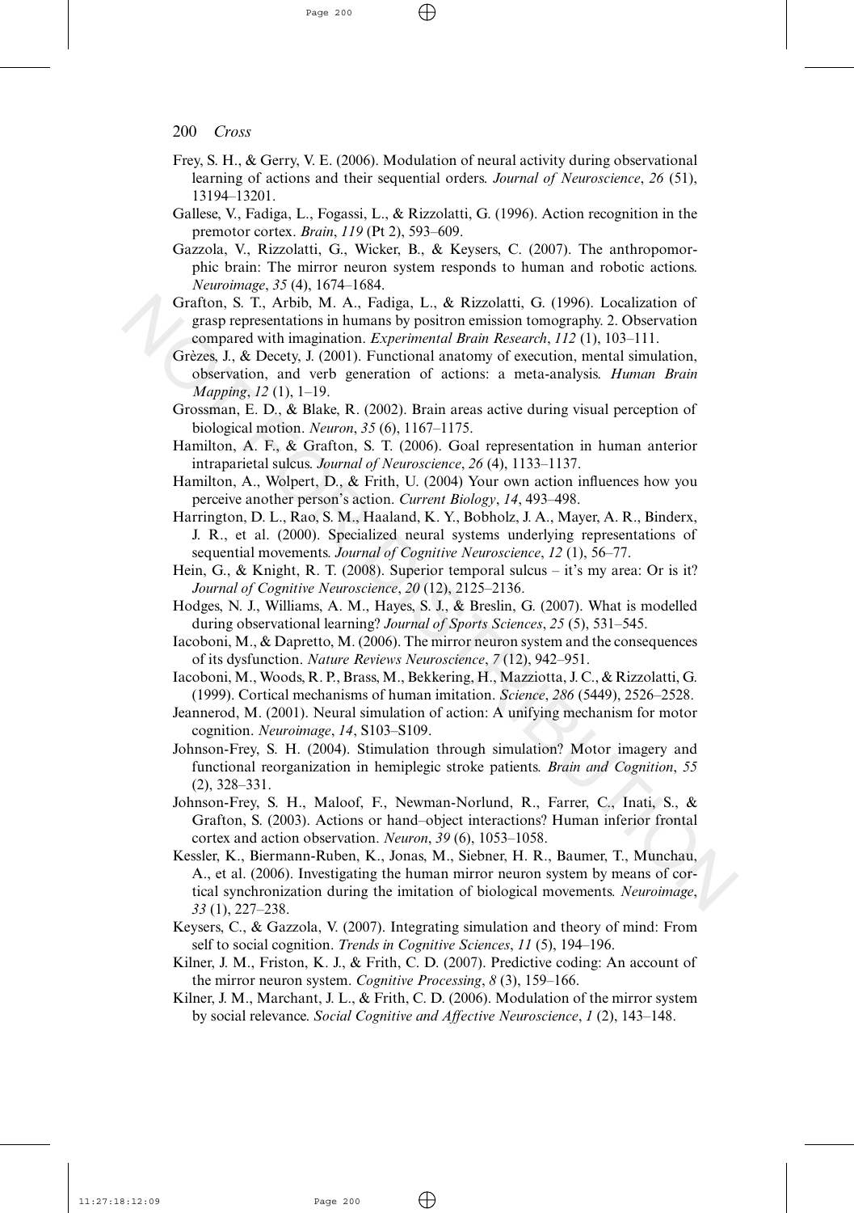Frey, S. H., & Gerry, V. E. (2006). Modulation of neural activity during observational learning of actions and their sequential orders. *Journal of Neuroscience*, *26* (51), 13194–13201.

Gallese, V., Fadiga, L., Fogassi, L., & Rizzolatti, G. (1996). Action recognition in the premotor cortex. *Brain*, *119* (Pt 2), 593–609.

Gazzola, V., Rizzolatti, G., Wicker, B., & Keysers, C. (2007). The anthropomorphic brain: The mirror neuron system responds to human and robotic actions. *Neuroimage*, *35* (4), 1674–1684.

Grafton, S. T., Arbib, M. A., Fadiga, L., & Rizzolatti, G. (1996). Localization of grasp representations in humans by positron emission tomography. 2. Observation compared with imagination. *Experimental Brain Research*, *112* (1), 103–111.

Grèzes, J., & Decety, J. (2001). Functional anatomy of execution, mental simulation, observation, and verb generation of actions: a meta-analysis. *Human Brain Mapping*, *12* (1), 1–19.

Grossman, E. D., & Blake, R. (2002). Brain areas active during visual perception of biological motion. *Neuron*, *35* (6), 1167–1175.

Hamilton, A. F., & Grafton, S. T. (2006). Goal representation in human anterior intraparietal sulcus. *Journal of Neuroscience*, *26* (4), 1133–1137.

Hamilton, A., Wolpert, D., & Frith, U. (2004) Your own action influences how you perceive another person's action. *Current Biology*, *14*, 493–498.

Harrington, D. L., Rao, S. M., Haaland, K. Y., Bobholz, J. A., Mayer, A. R., Binderx, J. R., et al. (2000). Specialized neural systems underlying representations of sequential movements. *Journal of Cognitive Neuroscience*, *12* (1), 56–77.

Hein, G., & Knight, R. T. (2008). Superior temporal sulcus – it's my area: Or is it? *Journal of Cognitive Neuroscience*, *20* (12), 2125–2136.

Hodges, N. J., Williams, A. M., Hayes, S. J., & Breslin, G. (2007). What is modelled during observational learning? *Journal of Sports Sciences*, *25* (5), 531–545.

Iacoboni, M., & Dapretto, M. (2006). The mirror neuron system and the consequences of its dysfunction. *Nature Reviews Neuroscience*, *7* (12), 942–951.

Iacoboni, M., Woods, R. P., Brass, M., Bekkering, H., Mazziotta, J. C., & Rizzolatti, G. (1999). Cortical mechanisms of human imitation. *Science*, *286* (5449), 2526–2528.

Jeannerod, M. (2001). Neural simulation of action: A unifying mechanism for motor cognition. *Neuroimage*, *14*, S103–S109.

Johnson-Frey, S. H. (2004). Stimulation through simulation? Motor imagery and functional reorganization in hemiplegic stroke patients. *Brain and Cognition*, *55* (2), 328–331.

Johnson-Frey, S. H., Maloof, F., Newman-Norlund, R., Farrer, C., Inati, S., & Grafton, S. (2003). Actions or hand–object interactions? Human inferior frontal cortex and action observation. *Neuron*, *39* (6), 1053–1058.

Kessler, K., Biermann-Ruben, K., Jonas, M., Siebner, H. R., Baumer, T., Munchau, A., et al. (2006). Investigating the human mirror neuron system by means of cortical synchronization during the imitation of biological movements. *Neuroimage*, *33* (1), 227–238.

Keysers, C., & Gazzola, V. (2007). Integrating simulation and theory of mind: From self to social cognition. *Trends in Cognitive Sciences*, *11* (5), 194–196.

Kilner, J. M., Friston, K. J., & Frith, C. D. (2007). Predictive coding: An account of the mirror neuron system. *Cognitive Processing*, *8* (3), 159–166.

Kilner, J. M., Marchant, J. L., & Frith, C. D. (2006). Modulation of the mirror system by social relevance. *Social Cognitive and Affective Neuroscience*, *1* (2), 143–148.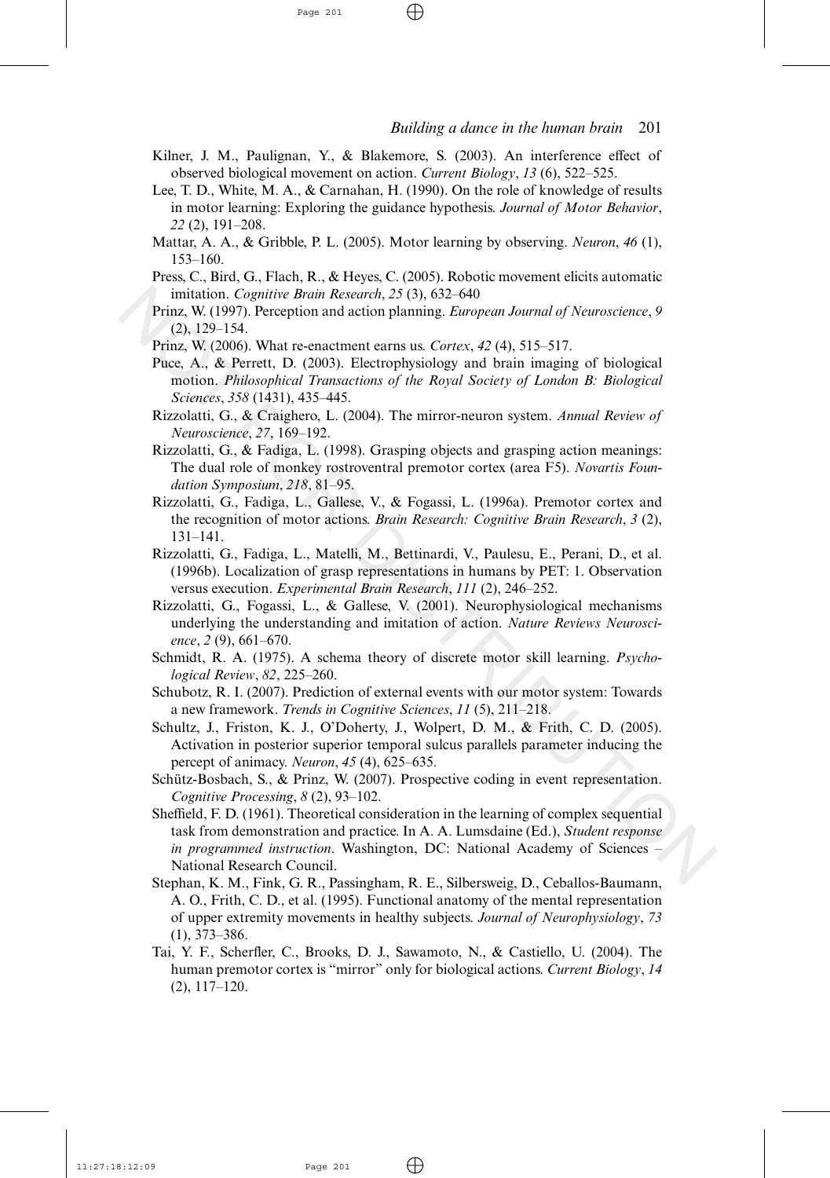Kilner, J. M., Paulignan, Y., & Blakemore, S. (2003). An interference effect of observed biological movement on action. *Current Biology*, *13* (6), 522–525.

Lee, T. D., White, M. A., & Carnahan, H. (1990). On the role of knowledge of results in motor learning: Exploring the guidance hypothesis. *Journal of Motor Behavior*, *22* (2), 191–208.

Mattar, A. A., & Gribble, P. L. (2005). Motor learning by observing. *Neuron*, *46* (1), 153–160.

Press, C., Bird, G., Flach, R., & Heyes, C. (2005). Robotic movement elicits automatic imitation. *Cognitive Brain Research*, *25* (3), 632–640

Prinz, W. (1997). Perception and action planning. *European Journal of Neuroscience*, *9* (2), 129–154.

Prinz, W. (2006). What re-enactment earns us. *Cortex*, *42* (4), 515–517.

Puce, A., & Perrett, D. (2003). Electrophysiology and brain imaging of biological motion. *Philosophical Transactions of the Royal Society of London B: Biological Sciences*, *358* (1431), 435–445.

Rizzolatti, G., & Craighero, L. (2004). The mirror-neuron system. *Annual Review of Neuroscience*, *27*, 169–192.

Rizzolatti, G., & Fadiga, L. (1998). Grasping objects and grasping action meanings: The dual role of monkey rostroventral premotor cortex (area F5). *Novartis Foundation Symposium*, *218*, 81–95.

Rizzolatti, G., Fadiga, L., Gallese, V., & Fogassi, L. (1996a). Premotor cortex and the recognition of motor actions. *Brain Research: Cognitive Brain Research*, *3* (2), 131–141.

Rizzolatti, G., Fadiga, L., Matelli, M., Bettinardi, V., Paulesu, E., Perani, D., et al. (1996b). Localization of grasp representations in humans by PET: 1. Observation versus execution. *Experimental Brain Research*, *111* (2), 246–252.

Rizzolatti, G., Fogassi, L., & Gallese, V. (2001). Neurophysiological mechanisms underlying the understanding and imitation of action. *Nature Reviews Neuroscience*, *2* (9), 661–670.

Schmidt, R. A. (1975). A schema theory of discrete motor skill learning. *Psychological Review*, *82*, 225–260.

Schubotz, R. I. (2007). Prediction of external events with our motor system: Towards a new framework. *Trends in Cognitive Sciences*, *11* (5), 211–218.

Schultz, J., Friston, K. J., O'Doherty, J., Wolpert, D. M., & Frith, C. D. (2005). Activation in posterior superior temporal sulcus parallels parameter inducing the percept of animacy. *Neuron*, *45* (4), 625–635.

Schütz-Bosbach, S., & Prinz, W. (2007). Prospective coding in event representation. *Cognitive Processing*, *8* (2), 93–102.

Sheffield, F. D. (1961). Theoretical consideration in the learning of complex sequential task from demonstration and practice. In A. A. Lumsdaine (Ed.), *Student response in programmed instruction*. Washington, DC: National Academy of Sciences – National Research Council.

Stephan, K. M., Fink, G. R., Passingham, R. E., Silbersweig, D., Ceballos-Baumann, A. O., Frith, C. D., et al. (1995). Functional anatomy of the mental representation of upper extremity movements in healthy subjects. *Journal of Neurophysiology*, *73* (1), 373–386.

Tai, Y. F., Scherfler, C., Brooks, D. J., Sawamoto, N., & Castiello, U. (2004). The human premotor cortex is "mirror" only for biological actions. *Current Biology*, *14* (2), 117–120.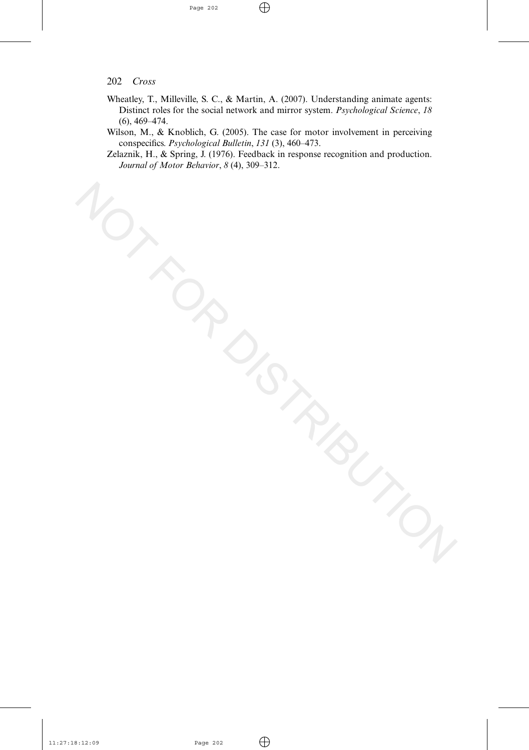Wheatley, T., Milleville, S. C., & Martin, A. (2007). Understanding animate agents: Distinct roles for the social network and mirror system. *Psychological Science*, *18* (6), 469–474.

Wilson, M., & Knoblich, G. (2005). The case for motor involvement in perceiving conspecifics. *Psychological Bulletin*, *131* (3), 460–473.

Zelaznik, H., & Spring, J. (1976). Feedback in response recognition and production. *Journal of Motor Behavior*, *8* (4), 309–312.